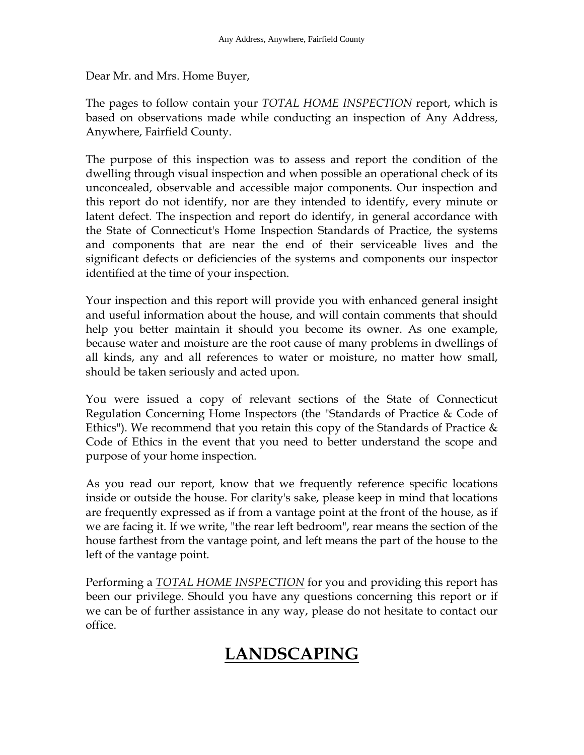Dear Mr. and Mrs. Home Buyer,

The pages to follow contain your ***TOTAL HOME INSPECTION*** report, which is based on observations made while conducting an inspection of Any Address, Anywhere, Fairfield County.

The purpose of this inspection was to assess and report the condition of the dwelling through visual inspection and when possible an operational check of its unconcealed, observable and accessible major components. Our inspection and this report do not identify, nor are they intended to identify, every minute or latent defect. The inspection and report do identify, in general accordance with the State of Connecticut's Home Inspection Standards of Practice, the systems and components that are near the end of their serviceable lives and the significant defects or deficiencies of the systems and components our inspector identified at the time of your inspection.

Your inspection and this report will provide you with enhanced general insight and useful information about the house, and will contain comments that should help you better maintain it should you become its owner. As one example, because water and moisture are the root cause of many problems in dwellings of all kinds, any and all references to water or moisture, no matter how small, should be taken seriously and acted upon.

You were issued a copy of relevant sections of the State of Connecticut Regulation Concerning Home Inspectors (the "Standards of Practice & Code of Ethics"). We recommend that you retain this copy of the Standards of Practice & Code of Ethics in the event that you need to better understand the scope and purpose of your home inspection.

As you read our report, know that we frequently reference specific locations inside or outside the house. For clarity's sake, please keep in mind that locations are frequently expressed as if from a vantage point at the front of the house, as if we are facing it. If we write, "the rear left bedroom", rear means the section of the house farthest from the vantage point, and left means the part of the house to the left of the vantage point.

Performing a *TOTAL HOME INSPECTION* for you and providing this report has been our privilege. Should you have any questions concerning this report or if we can be of further assistance in any way, please do not hesitate to contact our office.

# LANDSCAPING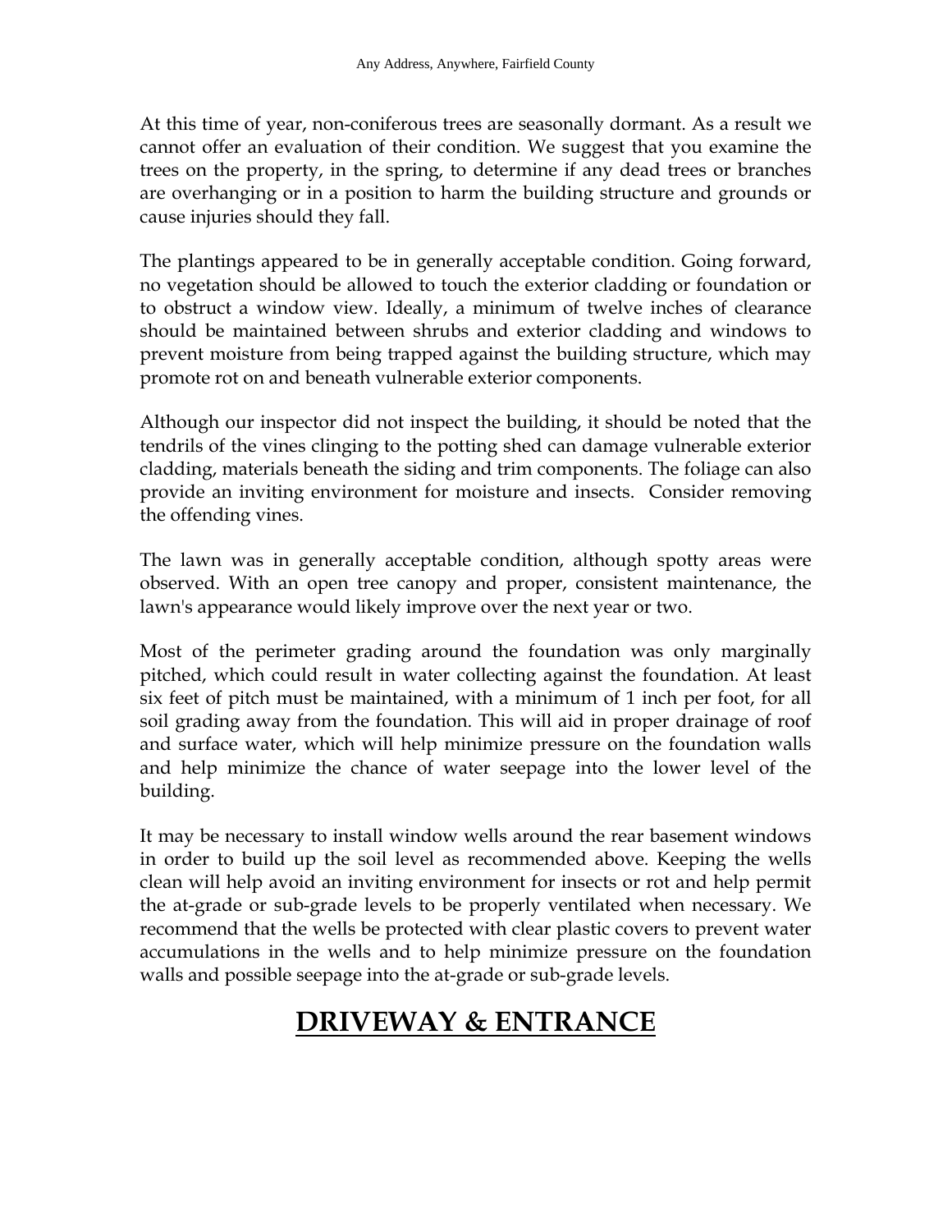At this time of year, non-coniferous trees are seasonally dormant. As a result we cannot offer an evaluation of their condition. We suggest that you examine the trees on the property, in the spring, to determine if any dead trees or branches are overhanging or in a position to harm the building structure and grounds or cause injuries should they fall.

The plantings appeared to be in generally acceptable condition. Going forward, no vegetation should be allowed to touch the exterior cladding or foundation or to obstruct a window view. Ideally, a minimum of twelve inches of clearance should be maintained between shrubs and exterior cladding and windows to prevent moisture from being trapped against the building structure, which may promote rot on and beneath vulnerable exterior components.

Although our inspector did not inspect the building, it should be noted that the tendrils of the vines clinging to the potting shed can damage vulnerable exterior cladding, materials beneath the siding and trim components. The foliage can also provide an inviting environment for moisture and insects. Consider removing the offending vines.

The lawn was in generally acceptable condition, although spotty areas were observed. With an open tree canopy and proper, consistent maintenance, the lawn's appearance would likely improve over the next year or two.

Most of the perimeter grading around the foundation was only marginally pitched, which could result in water collecting against the foundation. At least six feet of pitch must be maintained, with a minimum of 1 inch per foot, for all soil grading away from the foundation. This will aid in proper drainage of roof and surface water, which will help minimize pressure on the foundation walls and help minimize the chance of water seepage into the lower level of the building.

It may be necessary to install window wells around the rear basement windows in order to build up the soil level as recommended above. Keeping the wells clean will help avoid an inviting environment for insects or rot and help permit the at-grade or sub-grade levels to be properly ventilated when necessary. We recommend that the wells be protected with clear plastic covers to prevent water accumulations in the wells and to help minimize pressure on the foundation walls and possible seepage into the at-grade or sub-grade levels.

# DRIVEWAY & ENTRANCE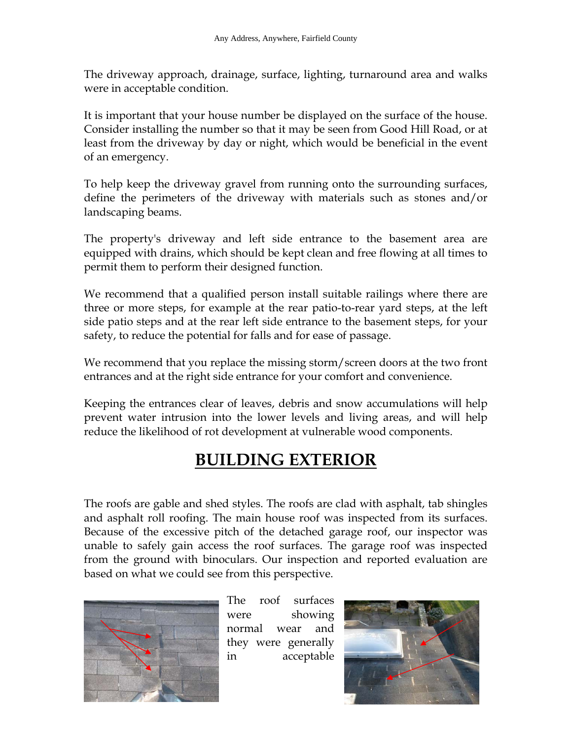The driveway approach, drainage, surface, lighting, turnaround area and walks were in acceptable condition.

It is important that your house number be displayed on the surface of the house. Consider installing the number so that it may be seen from Good Hill Road, or at least from the driveway by day or night, which would be beneficial in the event of an emergency.

To help keep the driveway gravel from running onto the surrounding surfaces, define the perimeters of the driveway with materials such as stones and/or landscaping beams.

The property's driveway and left side entrance to the basement area are equipped with drains, which should be kept clean and free flowing at all times to permit them to perform their designed function.

We recommend that a qualified person install suitable railings where there are three or more steps, for example at the rear patio-to-rear yard steps, at the left side patio steps and at the rear left side entrance to the basement steps, for your safety, to reduce the potential for falls and for ease of passage.

We recommend that you replace the missing storm/screen doors at the two front entrances and at the right side entrance for your comfort and convenience.

Keeping the entrances clear of leaves, debris and snow accumulations will help prevent water intrusion into the lower levels and living areas, and will help reduce the likelihood of rot development at vulnerable wood components.

# BUILDING EXTERIOR

The roofs are gable and shed styles. The roofs are clad with asphalt, tab shingles and asphalt roll roofing. The main house roof was inspected from its surfaces. Because of the excessive pitch of the detached garage roof, our inspector was unable to safely gain access the roof surfaces. The garage roof was inspected from the ground with binoculars. Our inspection and reported evaluation are based on what we could see from this perspective.

The roof surfaces were showing normal wear and they were generally in acceptable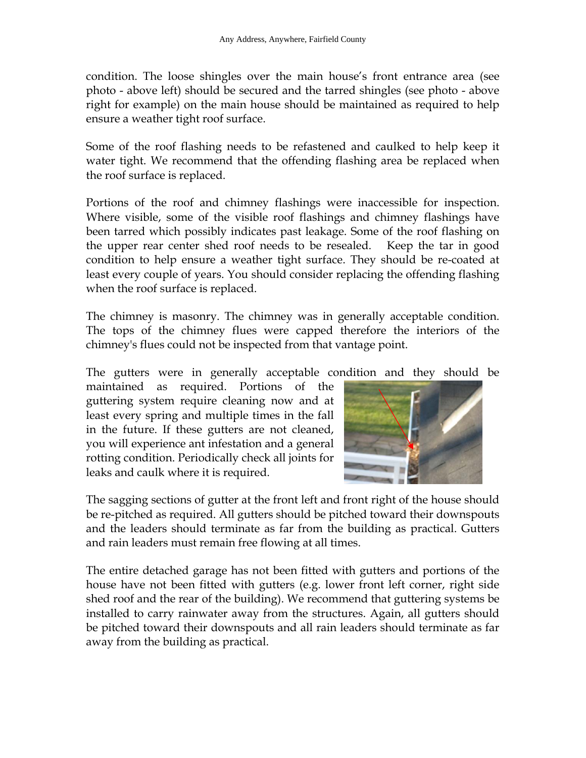condition. The loose shingles over the main house's front entrance area (see photo - above left) should be secured and the tarred shingles (see photo - above right for example) on the main house should be maintained as required to help ensure a weather tight roof surface.

Some of the roof flashing needs to be refastened and caulked to help keep it water tight. We recommend that the offending flashing area be replaced when the roof surface is replaced.

Portions of the roof and chimney flashings were inaccessible for inspection. Where visible, some of the visible roof flashings and chimney flashings have been tarred which possibly indicates past leakage. Some of the roof flashing on the upper rear center shed roof needs to be resealed. Keep the tar in good condition to help ensure a weather tight surface. They should be re-coated at least every couple of years. You should consider replacing the offending flashing when the roof surface is replaced.

The chimney is masonry. The chimney was in generally acceptable condition. The tops of the chimney flues were capped therefore the interiors of the chimney's flues could not be inspected from that vantage point.

The gutters were in generally acceptable condition and they should be maintained as required. Portions of the guttering system require cleaning now and at least every spring and multiple times in the fall in the future. If these gutters are not cleaned, you will experience ant infestation and a general rotting condition. Periodically check all joints for leaks and caulk where it is required.

The sagging sections of gutter at the front left and front right of the house should be re-pitched as required. All gutters should be pitched toward their downspouts and the leaders should terminate as far from the building as practical. Gutters and rain leaders must remain free flowing at all times.

The entire detached garage has not been fitted with gutters and portions of the house have not been fitted with gutters (e.g. lower front left corner, right side shed roof and the rear of the building). We recommend that guttering systems be installed to carry rainwater away from the structures. Again, all gutters should be pitched toward their downspouts and all rain leaders should terminate as far away from the building as practical.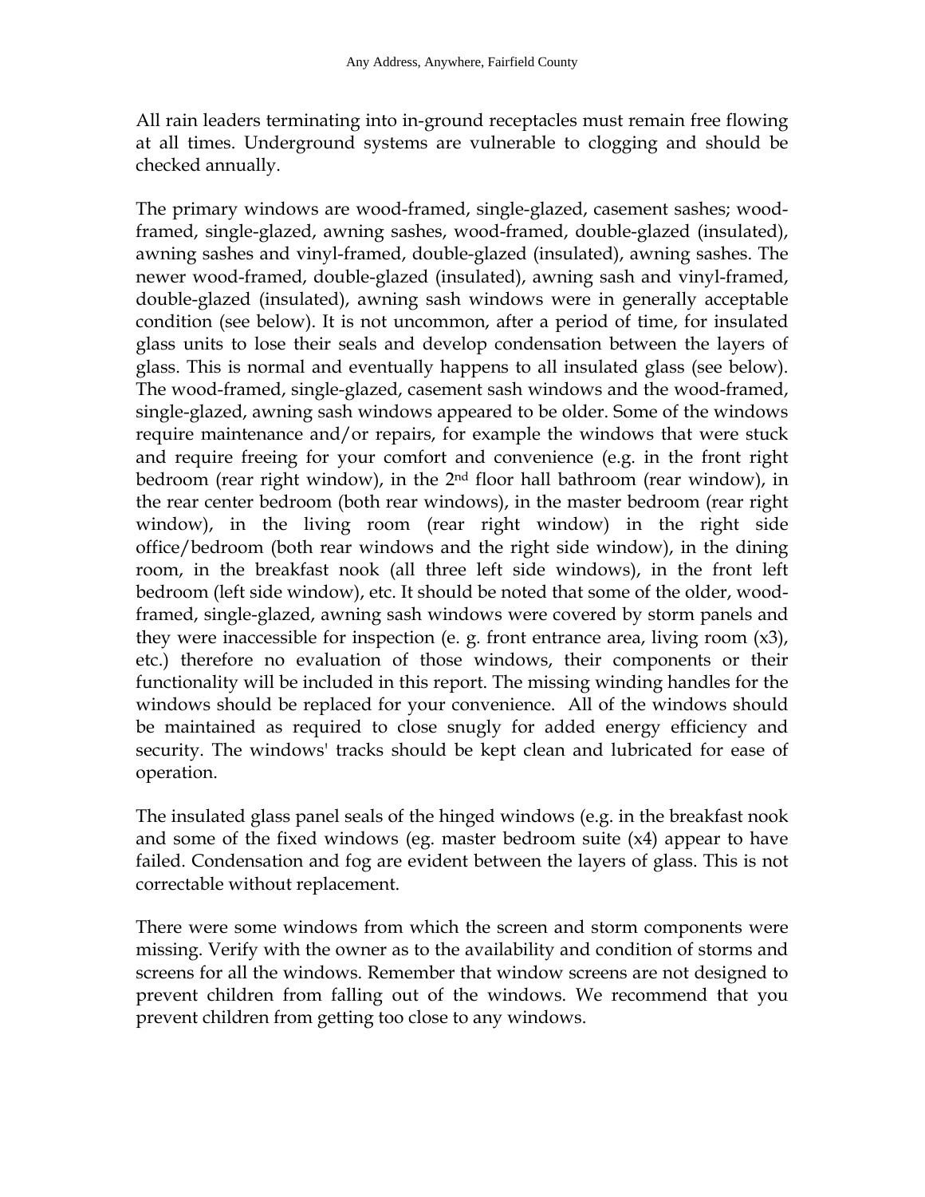All rain leaders terminating into in-ground receptacles must remain free flowing at all times. Underground systems are vulnerable to clogging and should be checked annually.

The primary windows are wood-framed, single-glazed, casement sashes; wood-framed, single-glazed, awning sashes, wood-framed, double-glazed (insulated), awning sashes and vinyl-framed, double-glazed (insulated), awning sashes. The newer wood-framed, double-glazed (insulated), awning sash and vinyl-framed, double-glazed (insulated), awning sash windows were in generally acceptable condition (see below). It is not uncommon, after a period of time, for insulated glass units to lose their seals and develop condensation between the layers of glass. This is normal and eventually happens to all insulated glass (see below). The wood-framed, single-glazed, casement sash windows and the wood-framed, single-glazed, awning sash windows appeared to be older. Some of the windows require maintenance and/or repairs, for example the windows that were stuck and require freeing for your comfort and convenience (e.g. in the front right bedroom (rear right window), in the 2nd floor hall bathroom (rear window), in the rear center bedroom (both rear windows), in the master bedroom (rear right window), in the living room (rear right window) in the right side office/bedroom (both rear windows and the right side window), in the dining room, in the breakfast nook (all three left side windows), in the front left bedroom (left side window), etc. It should be noted that some of the older, wood-framed, single-glazed, awning sash windows were covered by storm panels and they were inaccessible for inspection (e. g. front entrance area, living room (x3), etc.) therefore no evaluation of those windows, their components or their functionality will be included in this report. The missing winding handles for the windows should be replaced for your convenience. All of the windows should be maintained as required to close snugly for added energy efficiency and security. The windows' tracks should be kept clean and lubricated for ease of operation.

The insulated glass panel seals of the hinged windows (e.g. in the breakfast nook and some of the fixed windows (eg. master bedroom suite (x4) appear to have failed. Condensation and fog are evident between the layers of glass. This is not correctable without replacement.

There were some windows from which the screen and storm components were missing. Verify with the owner as to the availability and condition of storms and screens for all the windows. Remember that window screens are not designed to prevent children from falling out of the windows. We recommend that you prevent children from getting too close to any windows.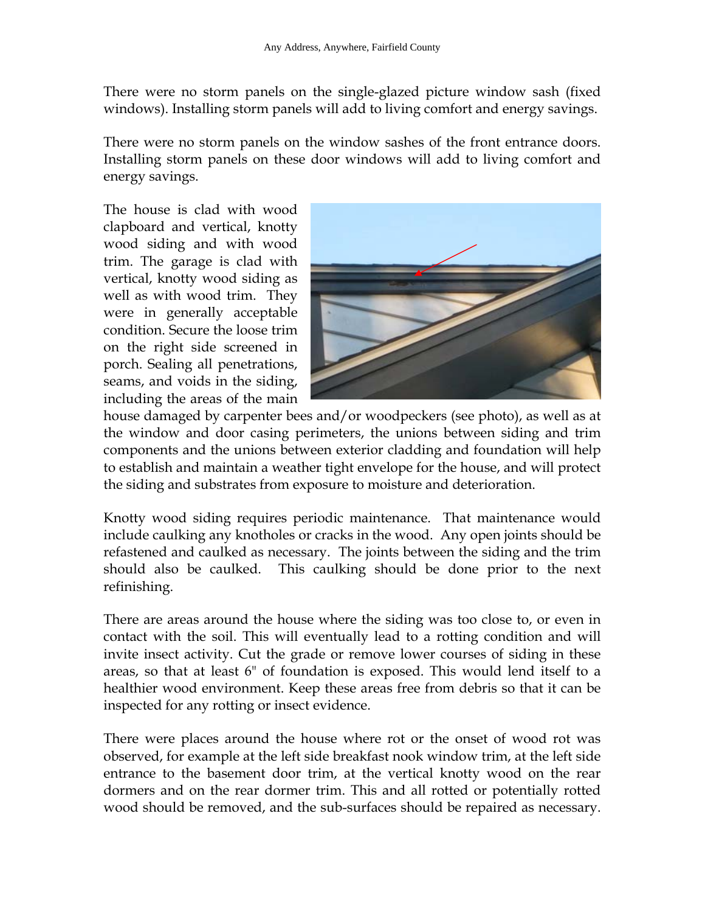There were no storm panels on the single-glazed picture window sash (fixed windows). Installing storm panels will add to living comfort and energy savings.

There were no storm panels on the window sashes of the front entrance doors. Installing storm panels on these door windows will add to living comfort and energy savings.

The house is clad with wood clapboard and vertical, knotty wood siding and with wood trim. The garage is clad with vertical, knotty wood siding as well as with wood trim. They were in generally acceptable condition. Secure the loose trim on the right side screened in porch. Sealing all penetrations, seams, and voids in the siding, including the areas of the main house damaged by carpenter bees and/or woodpeckers (see photo), as well as at the window and door casing perimeters, the unions between siding and trim components and the unions between exterior cladding and foundation will help to establish and maintain a weather tight envelope for the house, and will protect the siding and substrates from exposure to moisture and deterioration.

Knotty wood siding requires periodic maintenance. That maintenance would include caulking any knotholes or cracks in the wood. Any open joints should be refastened and caulked as necessary. The joints between the siding and the trim should also be caulked. This caulking should be done prior to the next refinishing.

There are areas around the house where the siding was too close to, or even in contact with the soil. This will eventually lead to a rotting condition and will invite insect activity. Cut the grade or remove lower courses of siding in these areas, so that at least 6" of foundation is exposed. This would lend itself to a healthier wood environment. Keep these areas free from debris so that it can be inspected for any rotting or insect evidence.

There were places around the house where rot or the onset of wood rot was observed, for example at the left side breakfast nook window trim, at the left side entrance to the basement door trim, at the vertical knotty wood on the rear dormers and on the rear dormer trim. This and all rotted or potentially rotted wood should be removed, and the sub-surfaces should be repaired as necessary.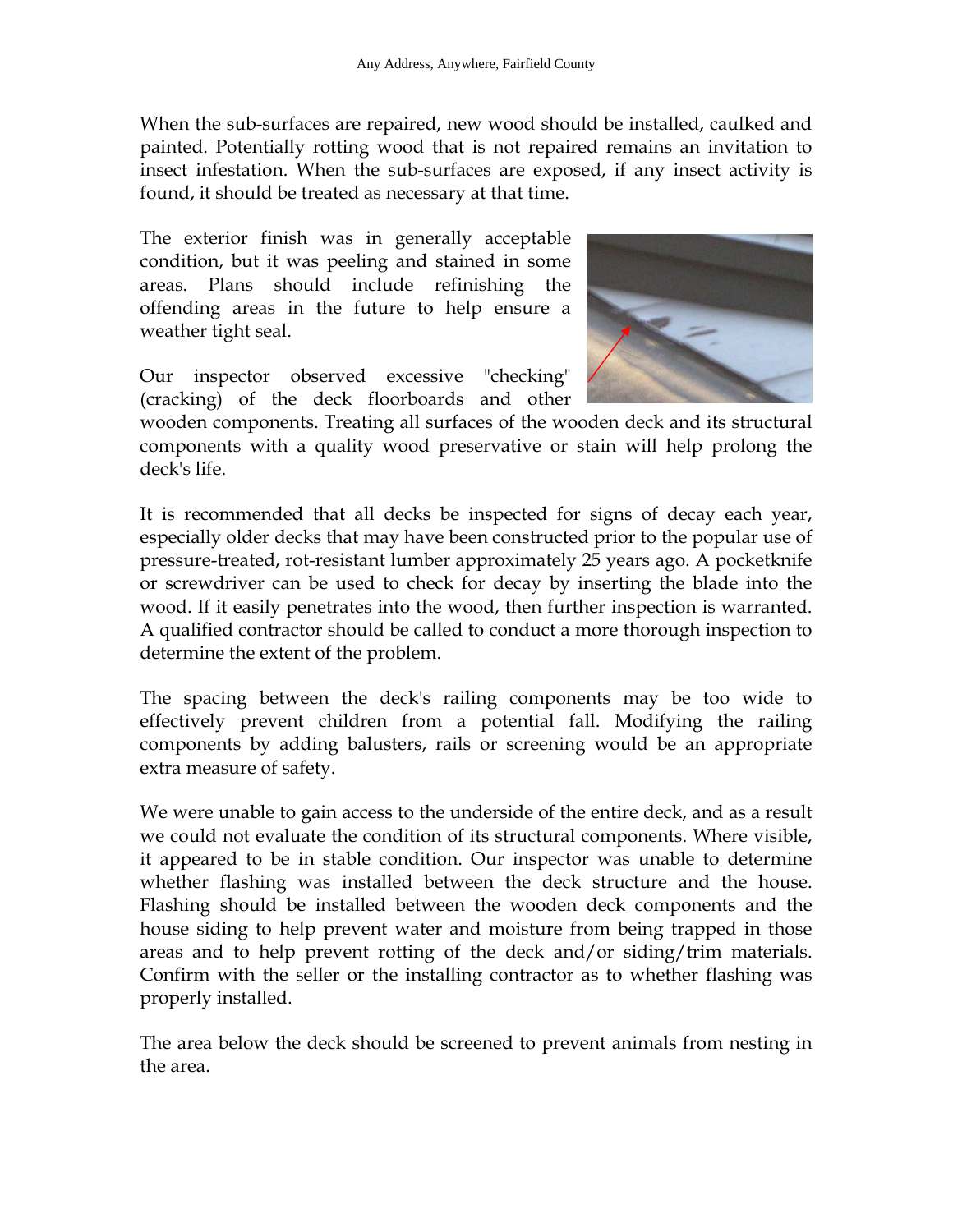When the sub-surfaces are repaired, new wood should be installed, caulked and painted. Potentially rotting wood that is not repaired remains an invitation to insect infestation. When the sub-surfaces are exposed, if any insect activity is found, it should be treated as necessary at that time.

The exterior finish was in generally acceptable condition, but it was peeling and stained in some areas. Plans should include refinishing the offending areas in the future to help ensure a weather tight seal.

Our inspector observed excessive "checking" (cracking) of the deck floorboards and other wooden components. Treating all surfaces of the wooden deck and its structural components with a quality wood preservative or stain will help prolong the deck's life.

It is recommended that all decks be inspected for signs of decay each year, especially older decks that may have been constructed prior to the popular use of pressure-treated, rot-resistant lumber approximately 25 years ago. A pocketknife or screwdriver can be used to check for decay by inserting the blade into the wood. If it easily penetrates into the wood, then further inspection is warranted. A qualified contractor should be called to conduct a more thorough inspection to determine the extent of the problem.

The spacing between the deck's railing components may be too wide to effectively prevent children from a potential fall. Modifying the railing components by adding balusters, rails or screening would be an appropriate extra measure of safety.

We were unable to gain access to the underside of the entire deck, and as a result we could not evaluate the condition of its structural components. Where visible, it appeared to be in stable condition. Our inspector was unable to determine whether flashing was installed between the deck structure and the house. Flashing should be installed between the wooden deck components and the house siding to help prevent water and moisture from being trapped in those areas and to help prevent rotting of the deck and/or siding/trim materials. Confirm with the seller or the installing contractor as to whether flashing was properly installed.

The area below the deck should be screened to prevent animals from nesting in the area.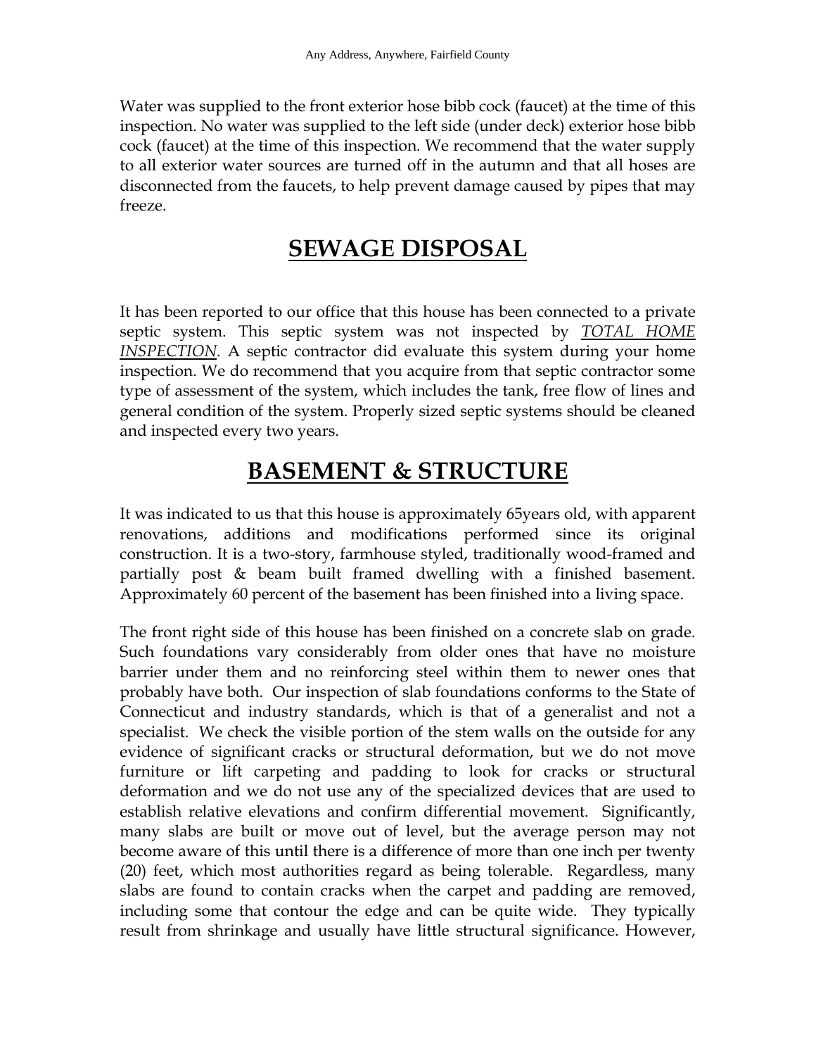Water was supplied to the front exterior hose bibb cock (faucet) at the time of this inspection. No water was supplied to the left side (under deck) exterior hose bibb cock (faucet) at the time of this inspection. We recommend that the water supply to all exterior water sources are turned off in the autumn and that all hoses are disconnected from the faucets, to help prevent damage caused by pipes that may freeze.

# SEWAGE DISPOSAL

It has been reported to our office that this house has been connected to a private septic system. This septic system was not inspected by ***TOTAL HOME INSPECTION***. A septic contractor did evaluate this system during your home inspection. We do recommend that you acquire from that septic contractor some type of assessment of the system, which includes the tank, free flow of lines and general condition of the system. Properly sized septic systems should be cleaned and inspected every two years.

# BASEMENT & STRUCTURE

It was indicated to us that this house is approximately 65years old, with apparent renovations, additions and modifications performed since its original construction. It is a two-story, farmhouse styled, traditionally wood-framed and partially post & beam built framed dwelling with a finished basement. Approximately 60 percent of the basement has been finished into a living space.

The front right side of this house has been finished on a concrete slab on grade. Such foundations vary considerably from older ones that have no moisture barrier under them and no reinforcing steel within them to newer ones that probably have both. Our inspection of slab foundations conforms to the State of Connecticut and industry standards, which is that of a generalist and not a specialist. We check the visible portion of the stem walls on the outside for any evidence of significant cracks or structural deformation, but we do not move furniture or lift carpeting and padding to look for cracks or structural deformation and we do not use any of the specialized devices that are used to establish relative elevations and confirm differential movement. Significantly, many slabs are built or move out of level, but the average person may not become aware of this until there is a difference of more than one inch per twenty (20) feet, which most authorities regard as being tolerable. Regardless, many slabs are found to contain cracks when the carpet and padding are removed, including some that contour the edge and can be quite wide. They typically result from shrinkage and usually have little structural significance. However,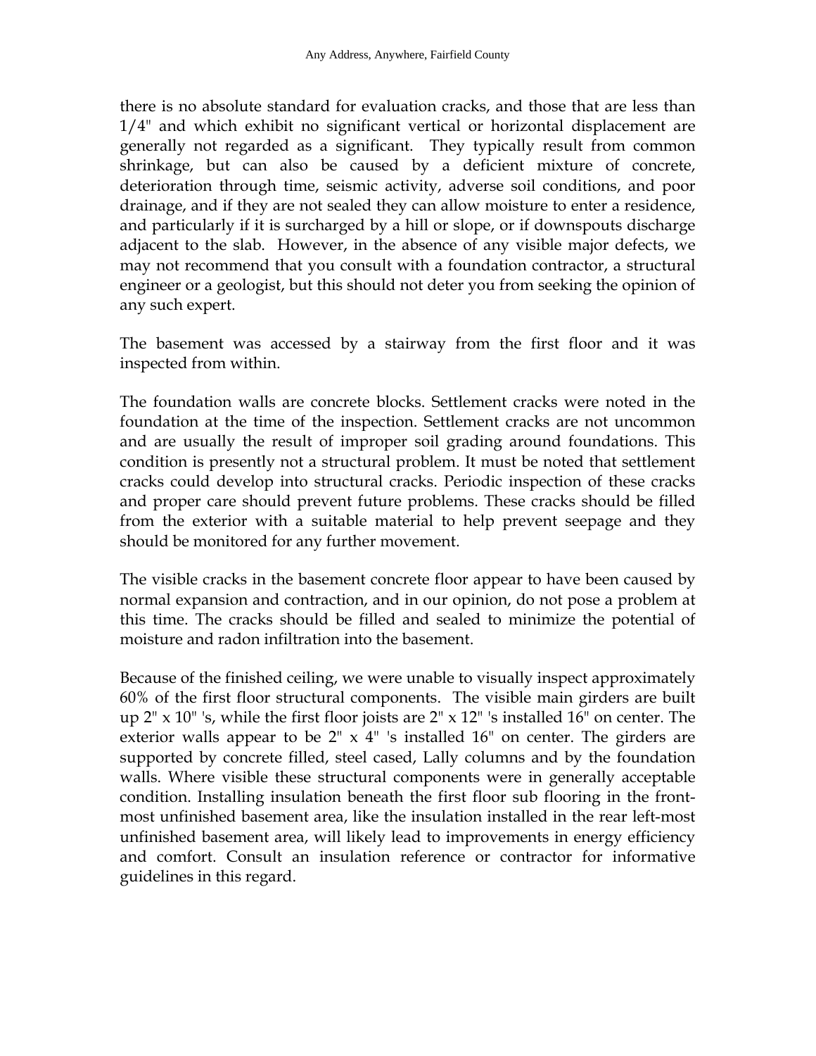there is no absolute standard for evaluation cracks, and those that are less than 1/4" and which exhibit no significant vertical or horizontal displacement are generally not regarded as a significant. They typically result from common shrinkage, but can also be caused by a deficient mixture of concrete, deterioration through time, seismic activity, adverse soil conditions, and poor drainage, and if they are not sealed they can allow moisture to enter a residence, and particularly if it is surcharged by a hill or slope, or if downspouts discharge adjacent to the slab. However, in the absence of any visible major defects, we may not recommend that you consult with a foundation contractor, a structural engineer or a geologist, but this should not deter you from seeking the opinion of any such expert.

The basement was accessed by a stairway from the first floor and it was inspected from within.

The foundation walls are concrete blocks. Settlement cracks were noted in the foundation at the time of the inspection. Settlement cracks are not uncommon and are usually the result of improper soil grading around foundations. This condition is presently not a structural problem. It must be noted that settlement cracks could develop into structural cracks. Periodic inspection of these cracks and proper care should prevent future problems. These cracks should be filled from the exterior with a suitable material to help prevent seepage and they should be monitored for any further movement.

The visible cracks in the basement concrete floor appear to have been caused by normal expansion and contraction, and in our opinion, do not pose a problem at this time. The cracks should be filled and sealed to minimize the potential of moisture and radon infiltration into the basement.

Because of the finished ceiling, we were unable to visually inspect approximately 60% of the first floor structural components. The visible main girders are built up 2" x 10" 's, while the first floor joists are 2" x 12" 's installed 16" on center. The exterior walls appear to be 2" x 4" 's installed 16" on center. The girders are supported by concrete filled, steel cased, Lally columns and by the foundation walls. Where visible these structural components were in generally acceptable condition. Installing insulation beneath the first floor sub flooring in the front-most unfinished basement area, like the insulation installed in the rear left-most unfinished basement area, will likely lead to improvements in energy efficiency and comfort. Consult an insulation reference or contractor for informative guidelines in this regard.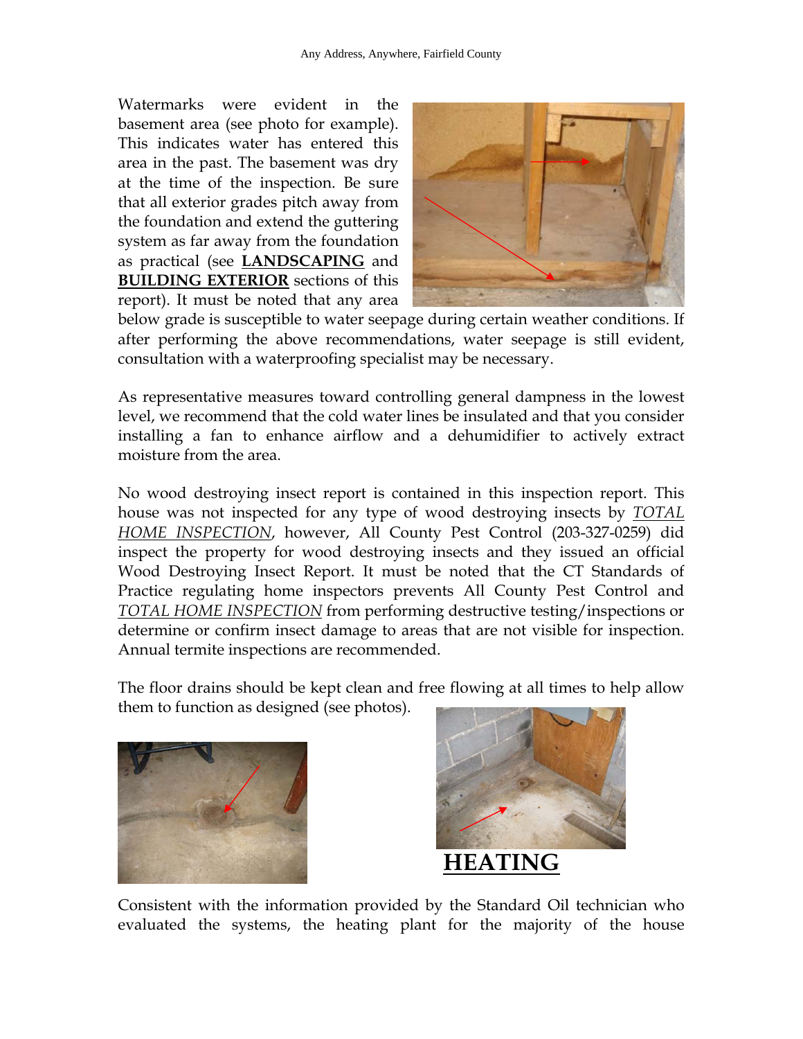Watermarks were evident in the basement area (see photo for example). This indicates water has entered this area in the past. The basement was dry at the time of the inspection. Be sure that all exterior grades pitch away from the foundation and extend the guttering system as far away from the foundation as practical (see **LANDSCAPING** and **BUILDING EXTERIOR** sections of this report). It must be noted that any area below grade is susceptible to water seepage during certain weather conditions. If after performing the above recommendations, water seepage is still evident, consultation with a waterproofing specialist may be necessary.

As representative measures toward controlling general dampness in the lowest level, we recommend that the cold water lines be insulated and that you consider installing a fan to enhance airflow and a dehumidifier to actively extract moisture from the area.

No wood destroying insect report is contained in this inspection report. This house was not inspected for any type of wood destroying insects by *TOTAL HOME INSPECTION*, however, All County Pest Control (203-327-0259) did inspect the property for wood destroying insects and they issued an official Wood Destroying Insect Report. It must be noted that the CT Standards of Practice regulating home inspectors prevents All County Pest Control and *TOTAL HOME INSPECTION* from performing destructive testing/inspections or determine or confirm insect damage to areas that are not visible for inspection. Annual termite inspections are recommended.

The floor drains should be kept clean and free flowing at all times to help allow them to function as designed (see photos).

## HEATING

Consistent with the information provided by the Standard Oil technician who evaluated the systems, the heating plant for the majority of the house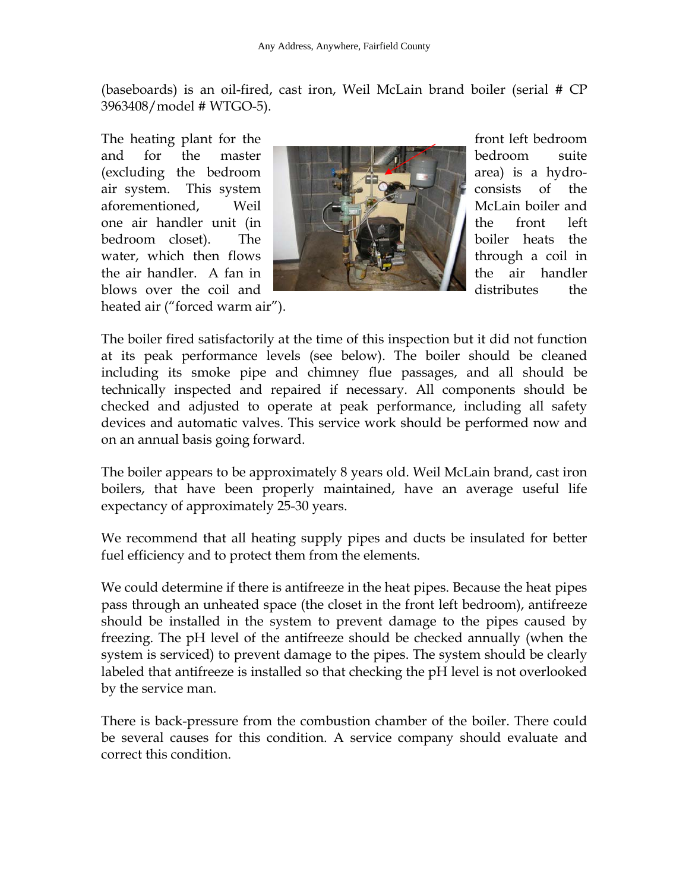(baseboards) is an oil-fired, cast iron, Weil McLain brand boiler (serial # CP 3963408/model # WTGO-5).

The heating plant for the front left bedroom and for the master bedroom suite (excluding the bedroom area) is a hydro-air system. This system consists of the aforementioned, Weil McLain boiler and one air handler unit (in the front left bedroom closet). The boiler heats the water, which then flows through a coil in the air handler. A fan in the air handler blows over the coil and distributes the heated air ("forced warm air").

The boiler fired satisfactorily at the time of this inspection but it did not function at its peak performance levels (see below). The boiler should be cleaned including its smoke pipe and chimney flue passages, and all should be technically inspected and repaired if necessary. All components should be checked and adjusted to operate at peak performance, including all safety devices and automatic valves. This service work should be performed now and on an annual basis going forward.

The boiler appears to be approximately 8 years old. Weil McLain brand, cast iron boilers, that have been properly maintained, have an average useful life expectancy of approximately 25-30 years.

We recommend that all heating supply pipes and ducts be insulated for better fuel efficiency and to protect them from the elements.

We could determine if there is antifreeze in the heat pipes. Because the heat pipes pass through an unheated space (the closet in the front left bedroom), antifreeze should be installed in the system to prevent damage to the pipes caused by freezing. The pH level of the antifreeze should be checked annually (when the system is serviced) to prevent damage to the pipes. The system should be clearly labeled that antifreeze is installed so that checking the pH level is not overlooked by the service man.

There is back-pressure from the combustion chamber of the boiler. There could be several causes for this condition. A service company should evaluate and correct this condition.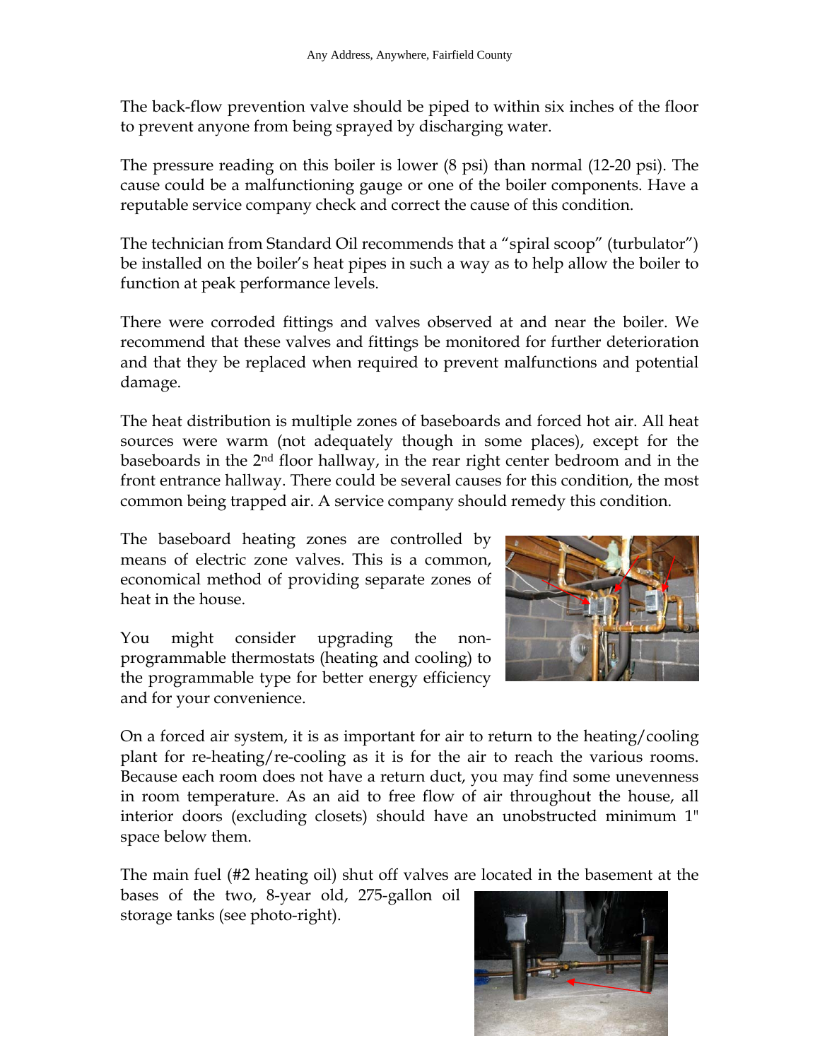The back-flow prevention valve should be piped to within six inches of the floor to prevent anyone from being sprayed by discharging water.

The pressure reading on this boiler is lower (8 psi) than normal (12-20 psi). The cause could be a malfunctioning gauge or one of the boiler components. Have a reputable service company check and correct the cause of this condition.

The technician from Standard Oil recommends that a “spiral scoop” (turbulator”) be installed on the boiler’s heat pipes in such a way as to help allow the boiler to function at peak performance levels.

There were corroded fittings and valves observed at and near the boiler. We recommend that these valves and fittings be monitored for further deterioration and that they be replaced when required to prevent malfunctions and potential damage.

The heat distribution is multiple zones of baseboards and forced hot air. All heat sources were warm (not adequately though in some places), except for the baseboards in the 2nd floor hallway, in the rear right center bedroom and in the front entrance hallway. There could be several causes for this condition, the most common being trapped air. A service company should remedy this condition.

The baseboard heating zones are controlled by means of electric zone valves. This is a common, economical method of providing separate zones of heat in the house.

You might consider upgrading the non-programmable thermostats (heating and cooling) to the programmable type for better energy efficiency and for your convenience.

On a forced air system, it is as important for air to return to the heating/cooling plant for re-heating/re-cooling as it is for the air to reach the various rooms. Because each room does not have a return duct, you may find some unevenness in room temperature. As an aid to free flow of air throughout the house, all interior doors (excluding closets) should have an unobstructed minimum 1" space below them.

The main fuel (#2 heating oil) shut off valves are located in the basement at the bases of the two, 8-year old, 275-gallon oil storage tanks (see photo-right).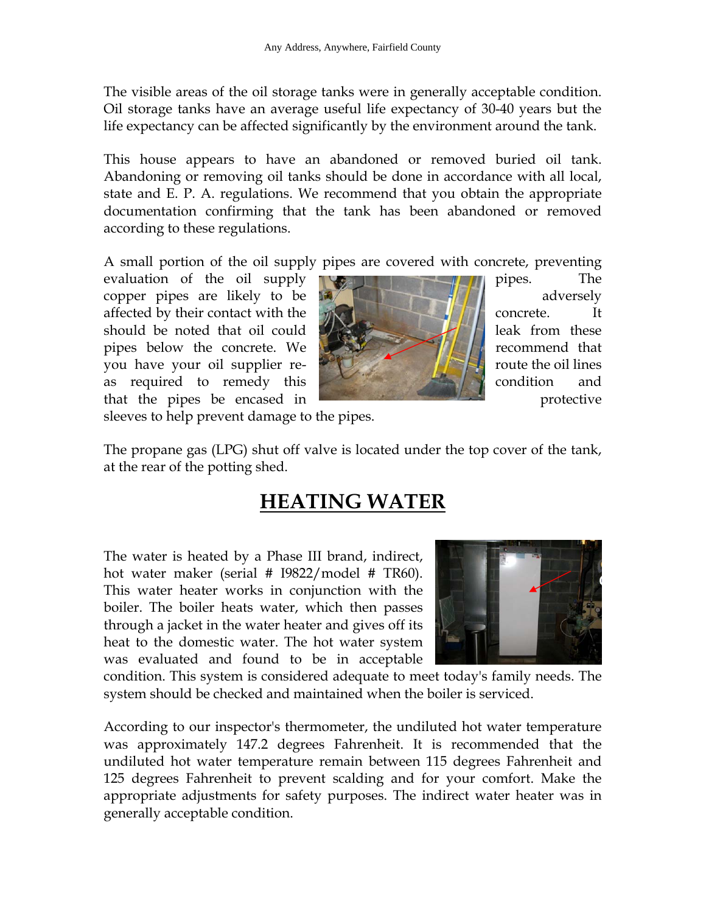The visible areas of the oil storage tanks were in generally acceptable condition. Oil storage tanks have an average useful life expectancy of 30-40 years but the life expectancy can be affected significantly by the environment around the tank.

This house appears to have an abandoned or removed buried oil tank. Abandoning or removing oil tanks should be done in accordance with all local, state and E. P. A. regulations. We recommend that you obtain the appropriate documentation confirming that the tank has been abandoned or removed according to these regulations.

A small portion of the oil supply pipes are covered with concrete, preventing evaluation of the oil supply pipes. The copper pipes are likely to be adversely affected by their contact with the concrete. It should be noted that oil could leak from these pipes below the concrete. We recommend that you have your oil supplier re-route the oil lines as required to remedy this condition and that the pipes be encased in protective sleeves to help prevent damage to the pipes.

The propane gas (LPG) shut off valve is located under the top cover of the tank, at the rear of the potting shed.

# HEATING WATER

The water is heated by a Phase III brand, indirect, hot water maker (serial # I9822/model # TR60). This water heater works in conjunction with the boiler. The boiler heats water, which then passes through a jacket in the water heater and gives off its heat to the domestic water. The hot water system was evaluated and found to be in acceptable condition. This system is considered adequate to meet today's family needs. The system should be checked and maintained when the boiler is serviced.

According to our inspector's thermometer, the undiluted hot water temperature was approximately 147.2 degrees Fahrenheit. It is recommended that the undiluted hot water temperature remain between 115 degrees Fahrenheit and 125 degrees Fahrenheit to prevent scalding and for your comfort. Make the appropriate adjustments for safety purposes. The indirect water heater was in generally acceptable condition.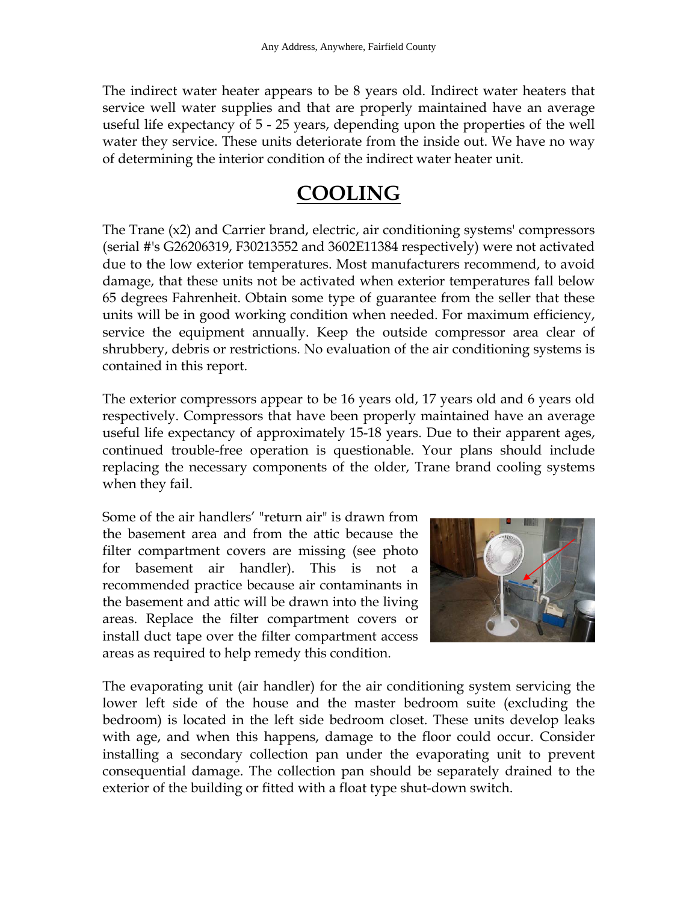The indirect water heater appears to be 8 years old. Indirect water heaters that service well water supplies and that are properly maintained have an average useful life expectancy of 5 - 25 years, depending upon the properties of the well water they service. These units deteriorate from the inside out. We have no way of determining the interior condition of the indirect water heater unit.

# COOLING

The Trane (x2) and Carrier brand, electric, air conditioning systems' compressors (serial #'s G26206319, F30213552 and 3602E11384 respectively) were not activated due to the low exterior temperatures. Most manufacturers recommend, to avoid damage, that these units not be activated when exterior temperatures fall below 65 degrees Fahrenheit. Obtain some type of guarantee from the seller that these units will be in good working condition when needed. For maximum efficiency, service the equipment annually. Keep the outside compressor area clear of shrubbery, debris or restrictions. No evaluation of the air conditioning systems is contained in this report.

The exterior compressors appear to be 16 years old, 17 years old and 6 years old respectively. Compressors that have been properly maintained have an average useful life expectancy of approximately 15-18 years. Due to their apparent ages, continued trouble-free operation is questionable. Your plans should include replacing the necessary components of the older, Trane brand cooling systems when they fail.

Some of the air handlers' "return air" is drawn from the basement area and from the attic because the filter compartment covers are missing (see photo for basement air handler). This is not a recommended practice because air contaminants in the basement and attic will be drawn into the living areas. Replace the filter compartment covers or install duct tape over the filter compartment access areas as required to help remedy this condition.

The evaporating unit (air handler) for the air conditioning system servicing the lower left side of the house and the master bedroom suite (excluding the bedroom) is located in the left side bedroom closet. These units develop leaks with age, and when this happens, damage to the floor could occur. Consider installing a secondary collection pan under the evaporating unit to prevent consequential damage. The collection pan should be separately drained to the exterior of the building or fitted with a float type shut-down switch.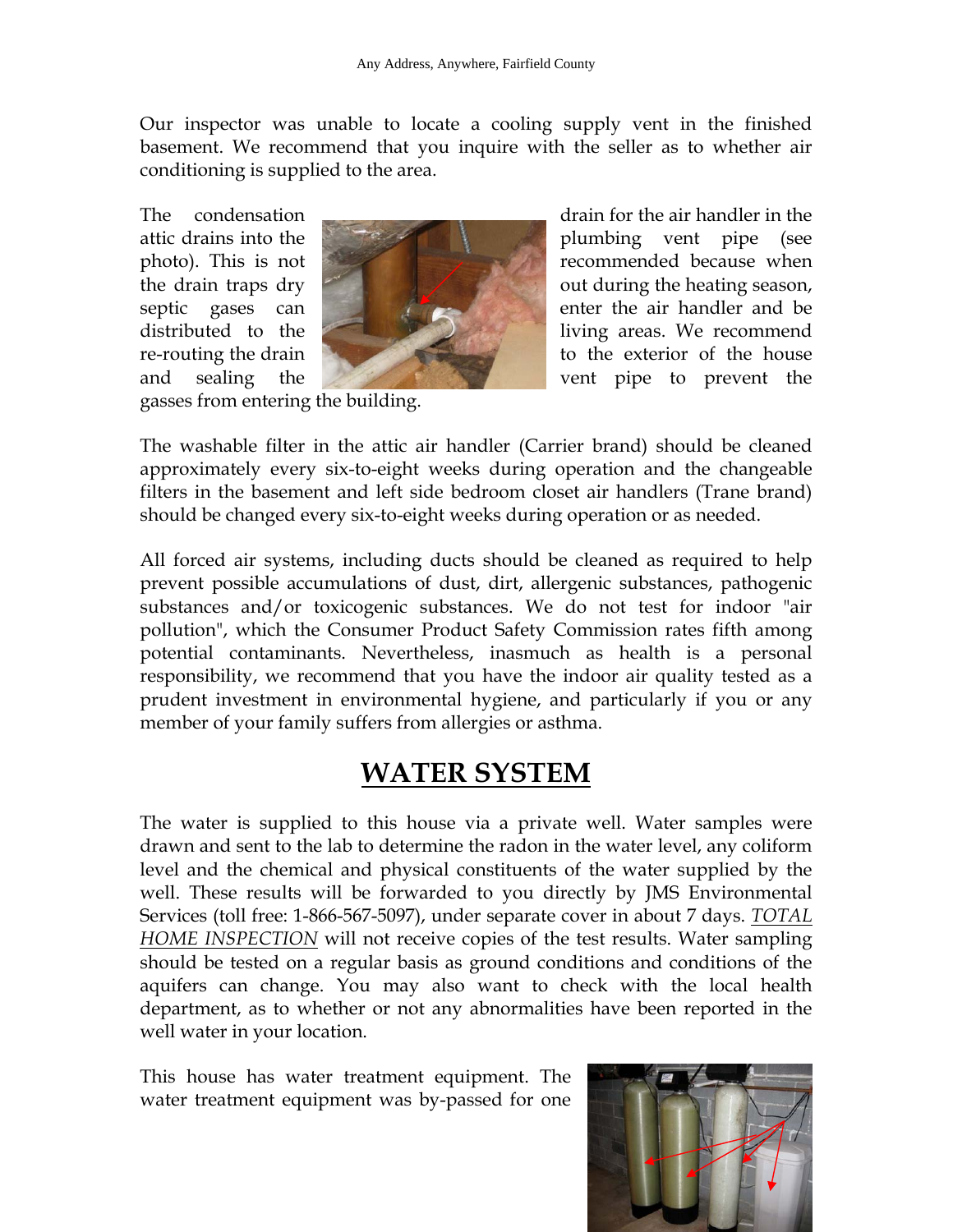Our inspector was unable to locate a cooling supply vent in the finished basement. We recommend that you inquire with the seller as to whether air conditioning is supplied to the area.

The condensation drain for the air handler in the attic drains into the plumbing vent pipe (see photo). This is not recommended because when the drain traps dry out during the heating season, septic gases can enter the air handler and be distributed to the living areas. We recommend re-routing the drain to the exterior of the house and sealing the vent pipe to prevent the gasses from entering the building.

The washable filter in the attic air handler (Carrier brand) should be cleaned approximately every six-to-eight weeks during operation and the changeable filters in the basement and left side bedroom closet air handlers (Trane brand) should be changed every six-to-eight weeks during operation or as needed.

All forced air systems, including ducts should be cleaned as required to help prevent possible accumulations of dust, dirt, allergenic substances, pathogenic substances and/or toxicogenic substances. We do not test for indoor "air pollution", which the Consumer Product Safety Commission rates fifth among potential contaminants. Nevertheless, inasmuch as health is a personal responsibility, we recommend that you have the indoor air quality tested as a prudent investment in environmental hygiene, and particularly if you or any member of your family suffers from allergies or asthma.

# WATER SYSTEM

The water is supplied to this house via a private well. Water samples were drawn and sent to the lab to determine the radon in the water level, any coliform level and the chemical and physical constituents of the water supplied by the well. These results will be forwarded to you directly by JMS Environmental Services (toll free: 1-866-567-5097), under separate cover in about 7 days. *TOTAL HOME INSPECTION* will not receive copies of the test results. Water sampling should be tested on a regular basis as ground conditions and conditions of the aquifers can change. You may also want to check with the local health department, as to whether or not any abnormalities have been reported in the well water in your location.

This house has water treatment equipment. The water treatment equipment was by-passed for one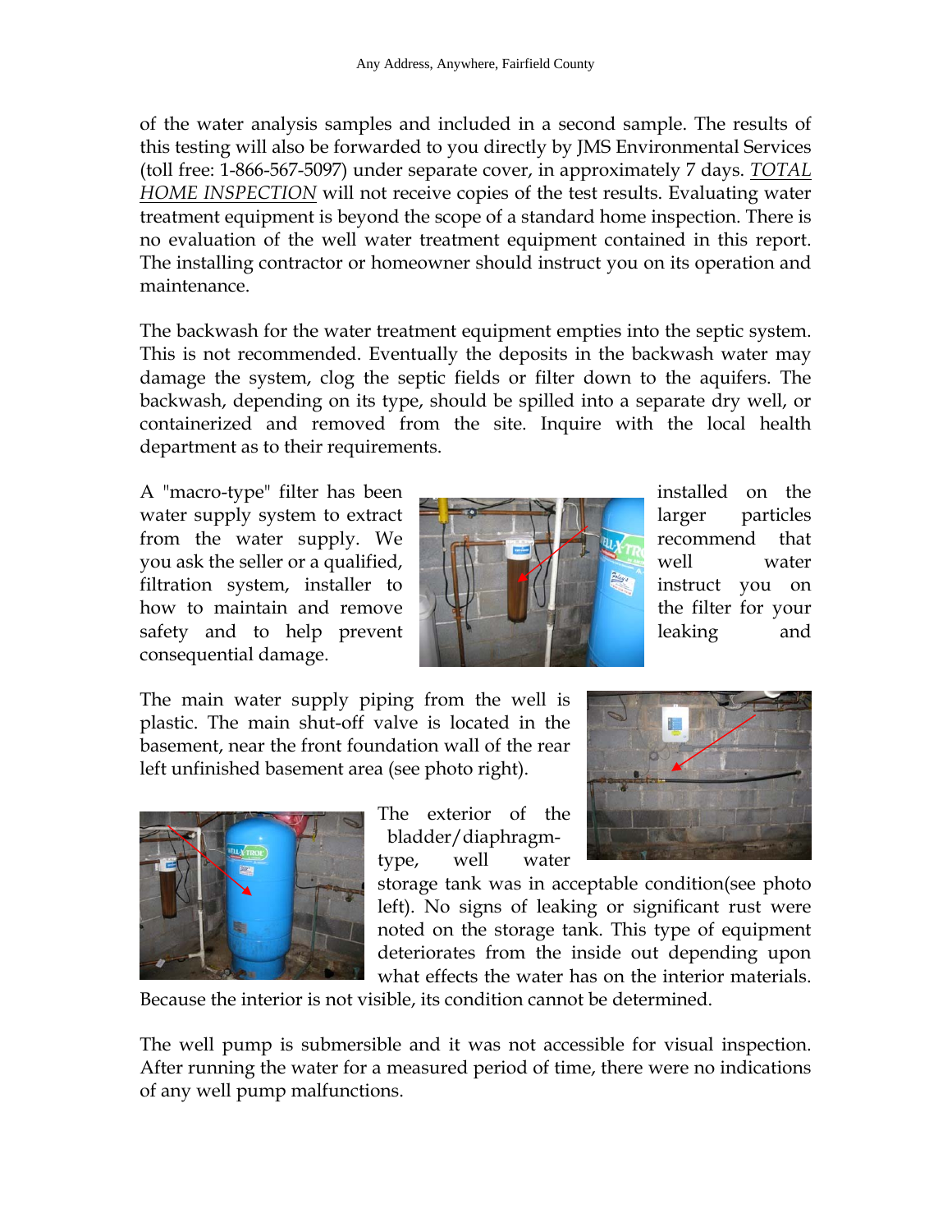of the water analysis samples and included in a second sample. The results of this testing will also be forwarded to you directly by JMS Environmental Services (toll free: 1-866-567-5097) under separate cover, in approximately 7 days. _TOTAL HOME INSPECTION_ will not receive copies of the test results. Evaluating water treatment equipment is beyond the scope of a standard home inspection. There is no evaluation of the well water treatment equipment contained in this report. The installing contractor or homeowner should instruct you on its operation and maintenance.

The backwash for the water treatment equipment empties into the septic system. This is not recommended. Eventually the deposits in the backwash water may damage the system, clog the septic fields or filter down to the aquifers. The backwash, depending on its type, should be spilled into a separate dry well, or containerized and removed from the site. Inquire with the local health department as to their requirements.

A "macro-type" filter has been installed on the water supply system to extract larger particles from the water supply. We recommend that you ask the seller or a qualified, well water filtration system, installer to instruct you on how to maintain and remove the filter for your safety and to help prevent leaking and consequential damage.

The main water supply piping from the well is plastic. The main shut-off valve is located in the basement, near the front foundation wall of the rear left unfinished basement area (see photo right).

The exterior of the bladder/diaphragm-type, well water storage tank was in acceptable condition(see photo left). No signs of leaking or significant rust were noted on the storage tank. This type of equipment deteriorates from the inside out depending upon what effects the water has on the interior materials. Because the interior is not visible, its condition cannot be determined.

The well pump is submersible and it was not accessible for visual inspection. After running the water for a measured period of time, there were no indications of any well pump malfunctions.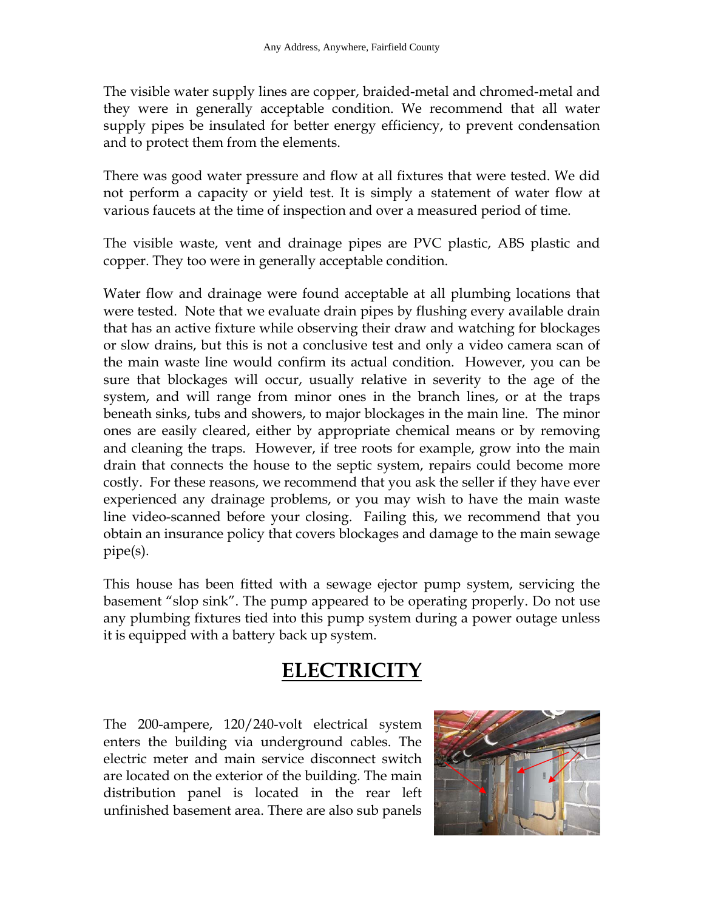The visible water supply lines are copper, braided-metal and chromed-metal and they were in generally acceptable condition. We recommend that all water supply pipes be insulated for better energy efficiency, to prevent condensation and to protect them from the elements.

There was good water pressure and flow at all fixtures that were tested. We did not perform a capacity or yield test. It is simply a statement of water flow at various faucets at the time of inspection and over a measured period of time.

The visible waste, vent and drainage pipes are PVC plastic, ABS plastic and copper. They too were in generally acceptable condition.

Water flow and drainage were found acceptable at all plumbing locations that were tested. Note that we evaluate drain pipes by flushing every available drain that has an active fixture while observing their draw and watching for blockages or slow drains, but this is not a conclusive test and only a video camera scan of the main waste line would confirm its actual condition. However, you can be sure that blockages will occur, usually relative in severity to the age of the system, and will range from minor ones in the branch lines, or at the traps beneath sinks, tubs and showers, to major blockages in the main line. The minor ones are easily cleared, either by appropriate chemical means or by removing and cleaning the traps. However, if tree roots for example, grow into the main drain that connects the house to the septic system, repairs could become more costly. For these reasons, we recommend that you ask the seller if they have ever experienced any drainage problems, or you may wish to have the main waste line video-scanned before your closing. Failing this, we recommend that you obtain an insurance policy that covers blockages and damage to the main sewage pipe(s).

This house has been fitted with a sewage ejector pump system, servicing the basement "slop sink". The pump appeared to be operating properly. Do not use any plumbing fixtures tied into this pump system during a power outage unless it is equipped with a battery back up system.

# ELECTRICITY

The 200-ampere, 120/240-volt electrical system enters the building via underground cables. The electric meter and main service disconnect switch are located on the exterior of the building. The main distribution panel is located in the rear left unfinished basement area. There are also sub panels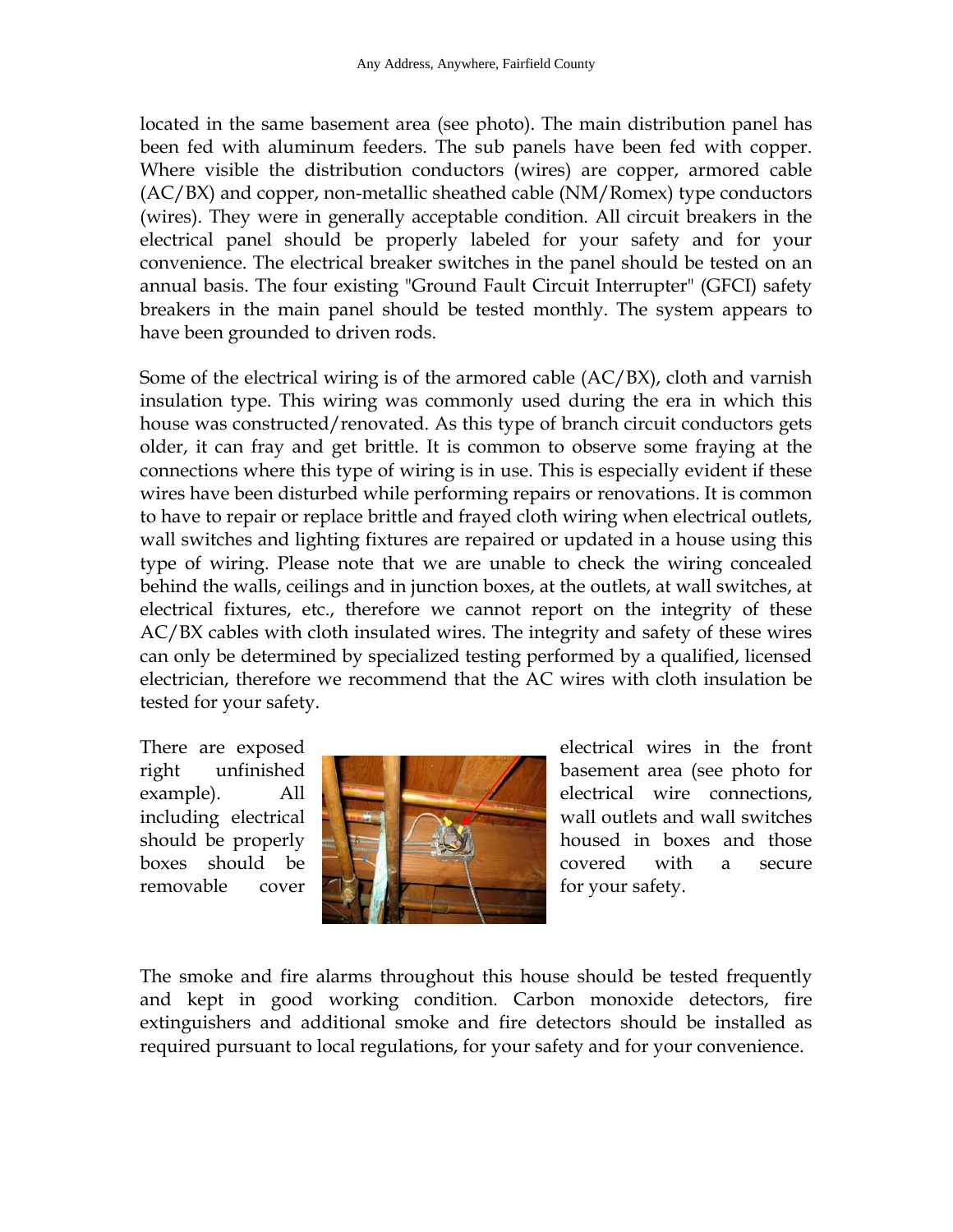located in the same basement area (see photo). The main distribution panel has been fed with aluminum feeders. The sub panels have been fed with copper. Where visible the distribution conductors (wires) are copper, armored cable (AC/BX) and copper, non-metallic sheathed cable (NM/Romex) type conductors (wires). They were in generally acceptable condition. All circuit breakers in the electrical panel should be properly labeled for your safety and for your convenience. The electrical breaker switches in the panel should be tested on an annual basis. The four existing "Ground Fault Circuit Interrupter" (GFCI) safety breakers in the main panel should be tested monthly. The system appears to have been grounded to driven rods.

Some of the electrical wiring is of the armored cable (AC/BX), cloth and varnish insulation type. This wiring was commonly used during the era in which this house was constructed/renovated. As this type of branch circuit conductors gets older, it can fray and get brittle. It is common to observe some fraying at the connections where this type of wiring is in use. This is especially evident if these wires have been disturbed while performing repairs or renovations. It is common to have to repair or replace brittle and frayed cloth wiring when electrical outlets, wall switches and lighting fixtures are repaired or updated in a house using this type of wiring. Please note that we are unable to check the wiring concealed behind the walls, ceilings and in junction boxes, at the outlets, at wall switches, at electrical fixtures, etc., therefore we cannot report on the integrity of these AC/BX cables with cloth insulated wires. The integrity and safety of these wires can only be determined by specialized testing performed by a qualified, licensed electrician, therefore we recommend that the AC wires with cloth insulation be tested for your safety.

There are exposed electrical wires in the front right unfinished basement area (see photo for example). All electrical wire connections, including electrical wall outlets and wall switches should be properly housed in boxes and those boxes should be covered with a secure removable cover for your safety.

The smoke and fire alarms throughout this house should be tested frequently and kept in good working condition. Carbon monoxide detectors, fire extinguishers and additional smoke and fire detectors should be installed as required pursuant to local regulations, for your safety and for your convenience.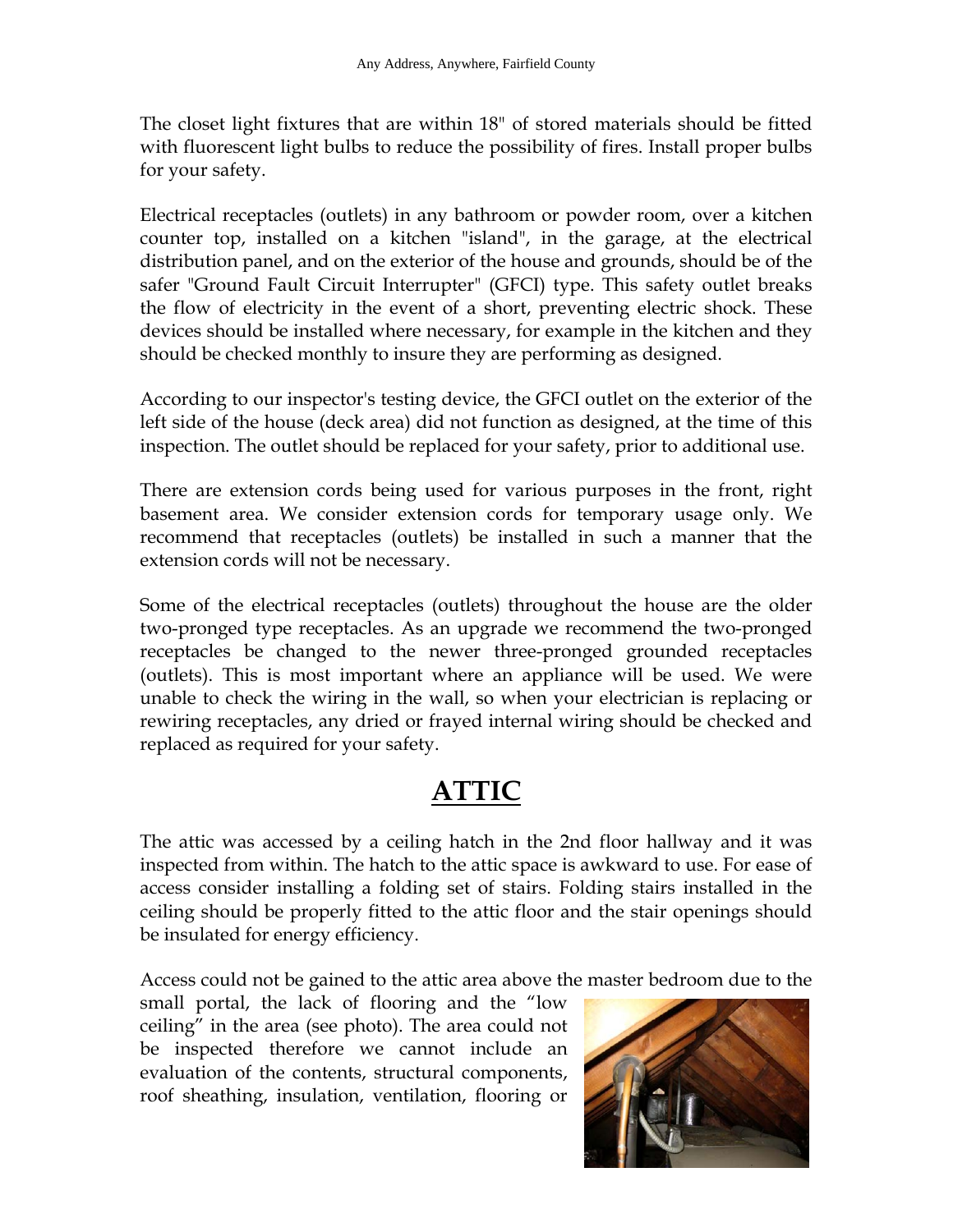The closet light fixtures that are within 18" of stored materials should be fitted with fluorescent light bulbs to reduce the possibility of fires. Install proper bulbs for your safety.

Electrical receptacles (outlets) in any bathroom or powder room, over a kitchen counter top, installed on a kitchen "island", in the garage, at the electrical distribution panel, and on the exterior of the house and grounds, should be of the safer "Ground Fault Circuit Interrupter" (GFCI) type. This safety outlet breaks the flow of electricity in the event of a short, preventing electric shock. These devices should be installed where necessary, for example in the kitchen and they should be checked monthly to insure they are performing as designed.

According to our inspector's testing device, the GFCI outlet on the exterior of the left side of the house (deck area) did not function as designed, at the time of this inspection. The outlet should be replaced for your safety, prior to additional use.

There are extension cords being used for various purposes in the front, right basement area. We consider extension cords for temporary usage only. We recommend that receptacles (outlets) be installed in such a manner that the extension cords will not be necessary.

Some of the electrical receptacles (outlets) throughout the house are the older two-pronged type receptacles. As an upgrade we recommend the two-pronged receptacles be changed to the newer three-pronged grounded receptacles (outlets). This is most important where an appliance will be used. We were unable to check the wiring in the wall, so when your electrician is replacing or rewiring receptacles, any dried or frayed internal wiring should be checked and replaced as required for your safety.

# ATTIC

The attic was accessed by a ceiling hatch in the 2nd floor hallway and it was inspected from within. The hatch to the attic space is awkward to use. For ease of access consider installing a folding set of stairs. Folding stairs installed in the ceiling should be properly fitted to the attic floor and the stair openings should be insulated for energy efficiency.

Access could not be gained to the attic area above the master bedroom due to the small portal, the lack of flooring and the "low ceiling" in the area (see photo). The area could not be inspected therefore we cannot include an evaluation of the contents, structural components, roof sheathing, insulation, ventilation, flooring or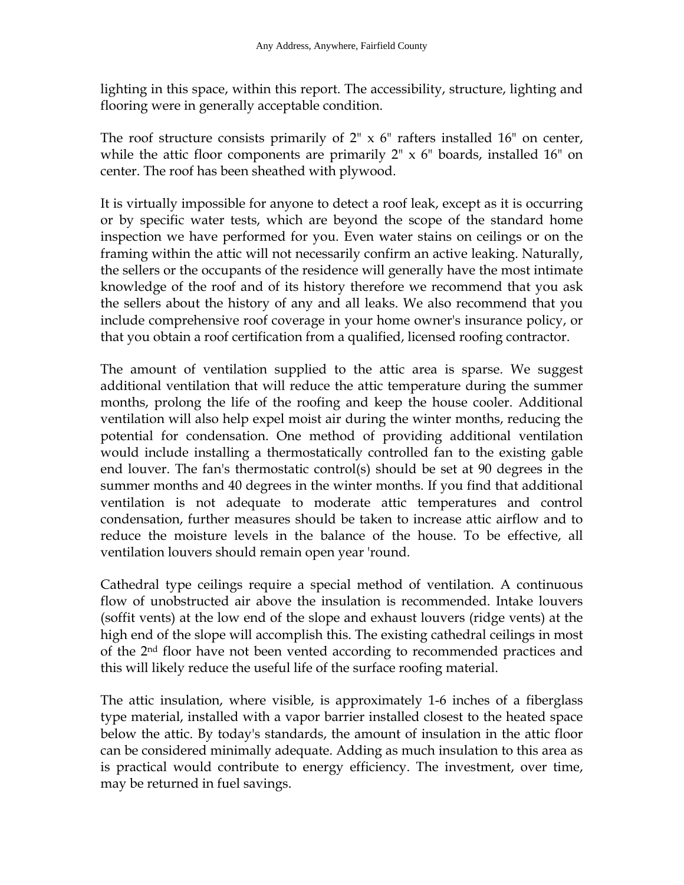lighting in this space, within this report. The accessibility, structure, lighting and flooring were in generally acceptable condition.

The roof structure consists primarily of 2" x 6" rafters installed 16" on center, while the attic floor components are primarily 2" x 6" boards, installed 16" on center. The roof has been sheathed with plywood.

It is virtually impossible for anyone to detect a roof leak, except as it is occurring or by specific water tests, which are beyond the scope of the standard home inspection we have performed for you. Even water stains on ceilings or on the framing within the attic will not necessarily confirm an active leaking. Naturally, the sellers or the occupants of the residence will generally have the most intimate knowledge of the roof and of its history therefore we recommend that you ask the sellers about the history of any and all leaks. We also recommend that you include comprehensive roof coverage in your home owner's insurance policy, or that you obtain a roof certification from a qualified, licensed roofing contractor.

The amount of ventilation supplied to the attic area is sparse. We suggest additional ventilation that will reduce the attic temperature during the summer months, prolong the life of the roofing and keep the house cooler. Additional ventilation will also help expel moist air during the winter months, reducing the potential for condensation. One method of providing additional ventilation would include installing a thermostatically controlled fan to the existing gable end louver. The fan's thermostatic control(s) should be set at 90 degrees in the summer months and 40 degrees in the winter months. If you find that additional ventilation is not adequate to moderate attic temperatures and control condensation, further measures should be taken to increase attic airflow and to reduce the moisture levels in the balance of the house. To be effective, all ventilation louvers should remain open year 'round.

Cathedral type ceilings require a special method of ventilation. A continuous flow of unobstructed air above the insulation is recommended. Intake louvers (soffit vents) at the low end of the slope and exhaust louvers (ridge vents) at the high end of the slope will accomplish this. The existing cathedral ceilings in most of the 2nd floor have not been vented according to recommended practices and this will likely reduce the useful life of the surface roofing material.

The attic insulation, where visible, is approximately 1-6 inches of a fiberglass type material, installed with a vapor barrier installed closest to the heated space below the attic. By today's standards, the amount of insulation in the attic floor can be considered minimally adequate. Adding as much insulation to this area as is practical would contribute to energy efficiency. The investment, over time, may be returned in fuel savings.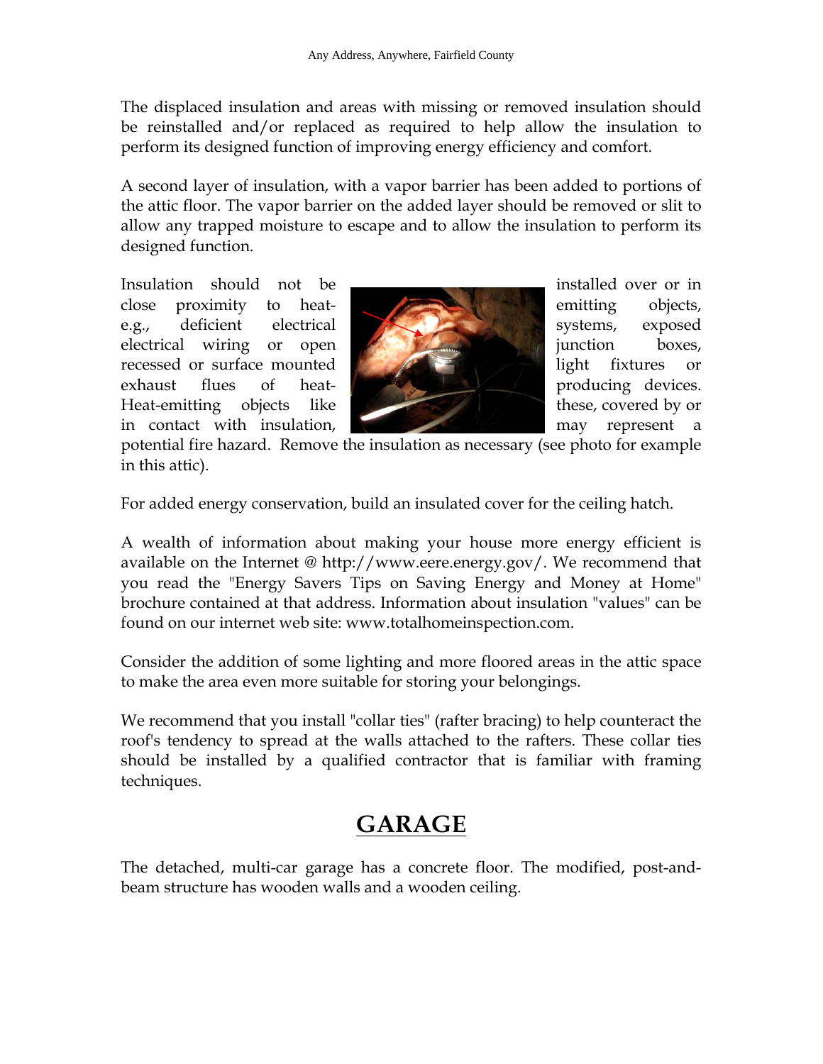The displaced insulation and areas with missing or removed insulation should be reinstalled and/or replaced as required to help allow the insulation to perform its designed function of improving energy efficiency and comfort.

A second layer of insulation, with a vapor barrier has been added to portions of the attic floor. The vapor barrier on the added layer should be removed or slit to allow any trapped moisture to escape and to allow the insulation to perform its designed function.

Insulation should not be installed over or in close proximity to heat-emitting objects, e.g., deficient electrical systems, exposed electrical wiring or open junction boxes, recessed or surface mounted light fixtures or exhaust flues of heat-producing devices. Heat-emitting objects like these, covered by or in contact with insulation, may represent a potential fire hazard. Remove the insulation as necessary (see photo for example in this attic).

For added energy conservation, build an insulated cover for the ceiling hatch.

A wealth of information about making your house more energy efficient is available on the Internet @ http://www.eere.energy.gov/. We recommend that you read the "Energy Savers Tips on Saving Energy and Money at Home" brochure contained at that address. Information about insulation "values" can be found on our internet web site: www.totalhomeinspection.com.

Consider the addition of some lighting and more floored areas in the attic space to make the area even more suitable for storing your belongings.

We recommend that you install "collar ties" (rafter bracing) to help counteract the roof's tendency to spread at the walls attached to the rafters. These collar ties should be installed by a qualified contractor that is familiar with framing techniques.

# GARAGE

The detached, multi-car garage has a concrete floor. The modified, post-and-beam structure has wooden walls and a wooden ceiling.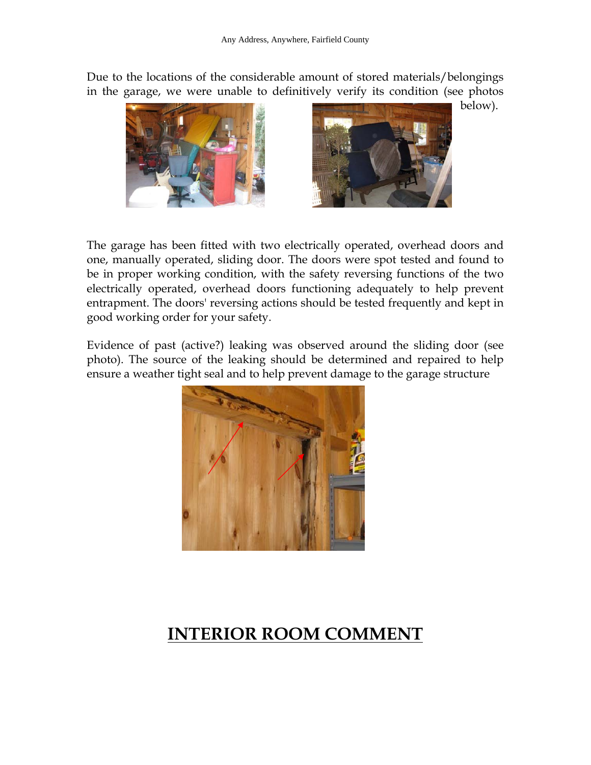Due to the locations of the considerable amount of stored materials/belongings in the garage, we were unable to definitively verify its condition (see photos below).

The garage has been fitted with two electrically operated, overhead doors and one, manually operated, sliding door. The doors were spot tested and found to be in proper working condition, with the safety reversing functions of the two electrically operated, overhead doors functioning adequately to help prevent entrapment. The doors' reversing actions should be tested frequently and kept in good working order for your safety.

Evidence of past (active?) leaking was observed around the sliding door (see photo). The source of the leaking should be determined and repaired to help ensure a weather tight seal and to help prevent damage to the garage structure

# INTERIOR ROOM COMMENT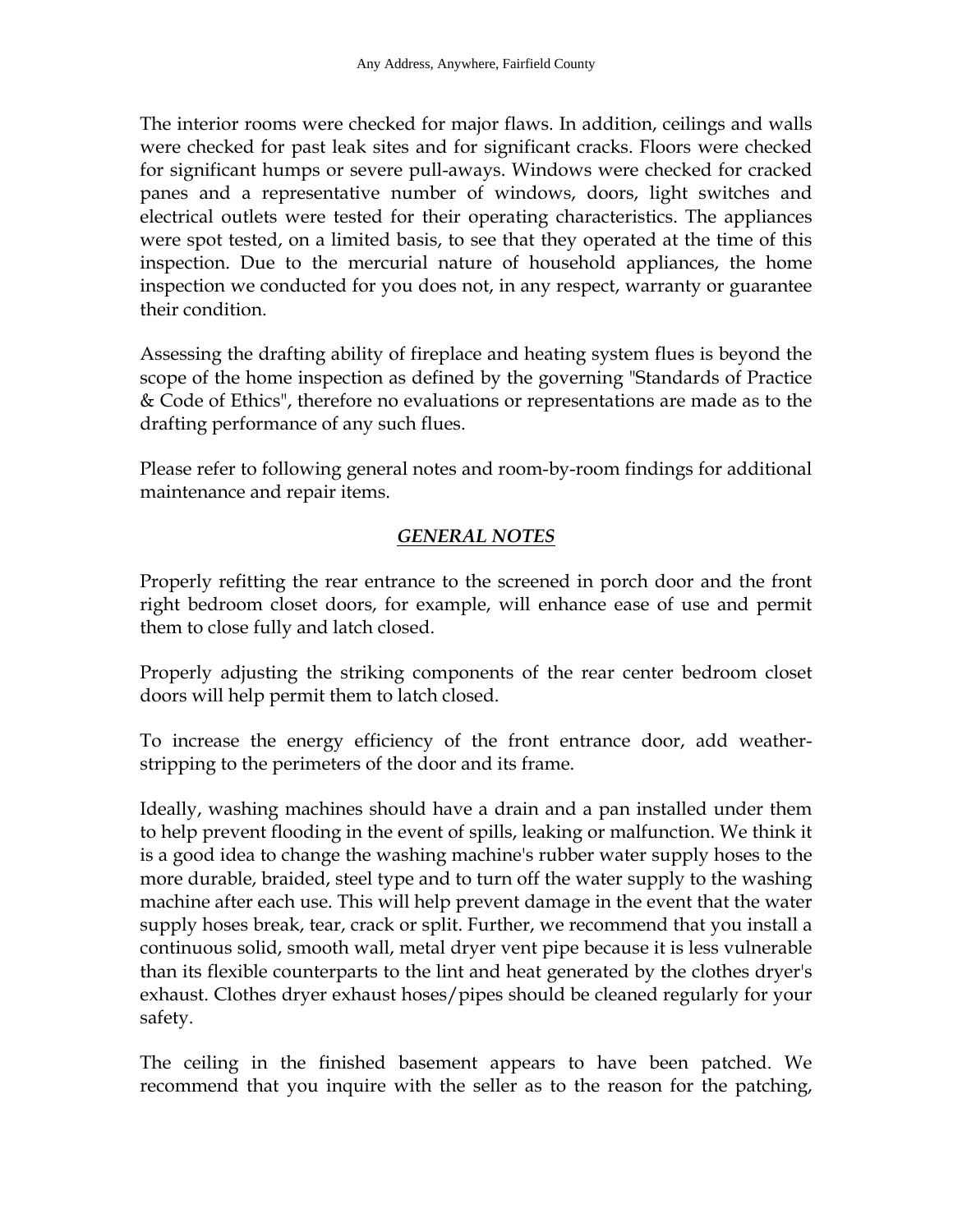The interior rooms were checked for major flaws. In addition, ceilings and walls were checked for past leak sites and for significant cracks. Floors were checked for significant humps or severe pull-aways. Windows were checked for cracked panes and a representative number of windows, doors, light switches and electrical outlets were tested for their operating characteristics. The appliances were spot tested, on a limited basis, to see that they operated at the time of this inspection. Due to the mercurial nature of household appliances, the home inspection we conducted for you does not, in any respect, warranty or guarantee their condition.

Assessing the drafting ability of fireplace and heating system flues is beyond the scope of the home inspection as defined by the governing "Standards of Practice & Code of Ethics", therefore no evaluations or representations are made as to the drafting performance of any such flues.

Please refer to following general notes and room-by-room findings for additional maintenance and repair items.

## ***GENERAL NOTES***

Properly refitting the rear entrance to the screened in porch door and the front right bedroom closet doors, for example, will enhance ease of use and permit them to close fully and latch closed.

Properly adjusting the striking components of the rear center bedroom closet doors will help permit them to latch closed.

To increase the energy efficiency of the front entrance door, add weather-stripping to the perimeters of the door and its frame.

Ideally, washing machines should have a drain and a pan installed under them to help prevent flooding in the event of spills, leaking or malfunction. We think it is a good idea to change the washing machine's rubber water supply hoses to the more durable, braided, steel type and to turn off the water supply to the washing machine after each use. This will help prevent damage in the event that the water supply hoses break, tear, crack or split. Further, we recommend that you install a continuous solid, smooth wall, metal dryer vent pipe because it is less vulnerable than its flexible counterparts to the lint and heat generated by the clothes dryer's exhaust. Clothes dryer exhaust hoses/pipes should be cleaned regularly for your safety.

The ceiling in the finished basement appears to have been patched. We recommend that you inquire with the seller as to the reason for the patching,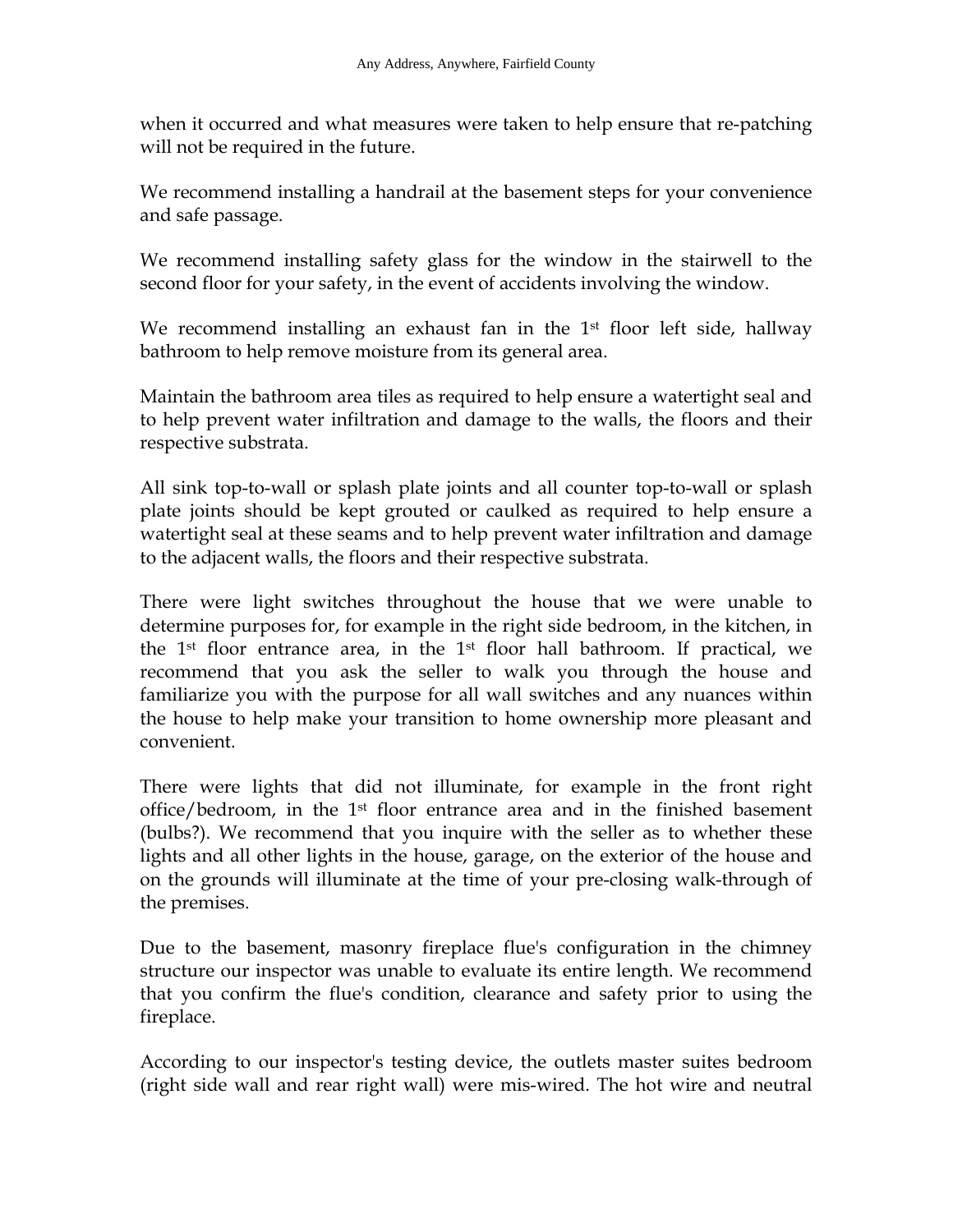when it occurred and what measures were taken to help ensure that re-patching will not be required in the future.

We recommend installing a handrail at the basement steps for your convenience and safe passage.

We recommend installing safety glass for the window in the stairwell to the second floor for your safety, in the event of accidents involving the window.

We recommend installing an exhaust fan in the 1st floor left side, hallway bathroom to help remove moisture from its general area.

Maintain the bathroom area tiles as required to help ensure a watertight seal and to help prevent water infiltration and damage to the walls, the floors and their respective substrata.

All sink top-to-wall or splash plate joints and all counter top-to-wall or splash plate joints should be kept grouted or caulked as required to help ensure a watertight seal at these seams and to help prevent water infiltration and damage to the adjacent walls, the floors and their respective substrata.

There were light switches throughout the house that we were unable to determine purposes for, for example in the right side bedroom, in the kitchen, in the 1st floor entrance area, in the 1st floor hall bathroom. If practical, we recommend that you ask the seller to walk you through the house and familiarize you with the purpose for all wall switches and any nuances within the house to help make your transition to home ownership more pleasant and convenient.

There were lights that did not illuminate, for example in the front right office/bedroom, in the 1st floor entrance area and in the finished basement (bulbs?). We recommend that you inquire with the seller as to whether these lights and all other lights in the house, garage, on the exterior of the house and on the grounds will illuminate at the time of your pre-closing walk-through of the premises.

Due to the basement, masonry fireplace flue's configuration in the chimney structure our inspector was unable to evaluate its entire length. We recommend that you confirm the flue's condition, clearance and safety prior to using the fireplace.

According to our inspector's testing device, the outlets master suites bedroom (right side wall and rear right wall) were mis-wired. The hot wire and neutral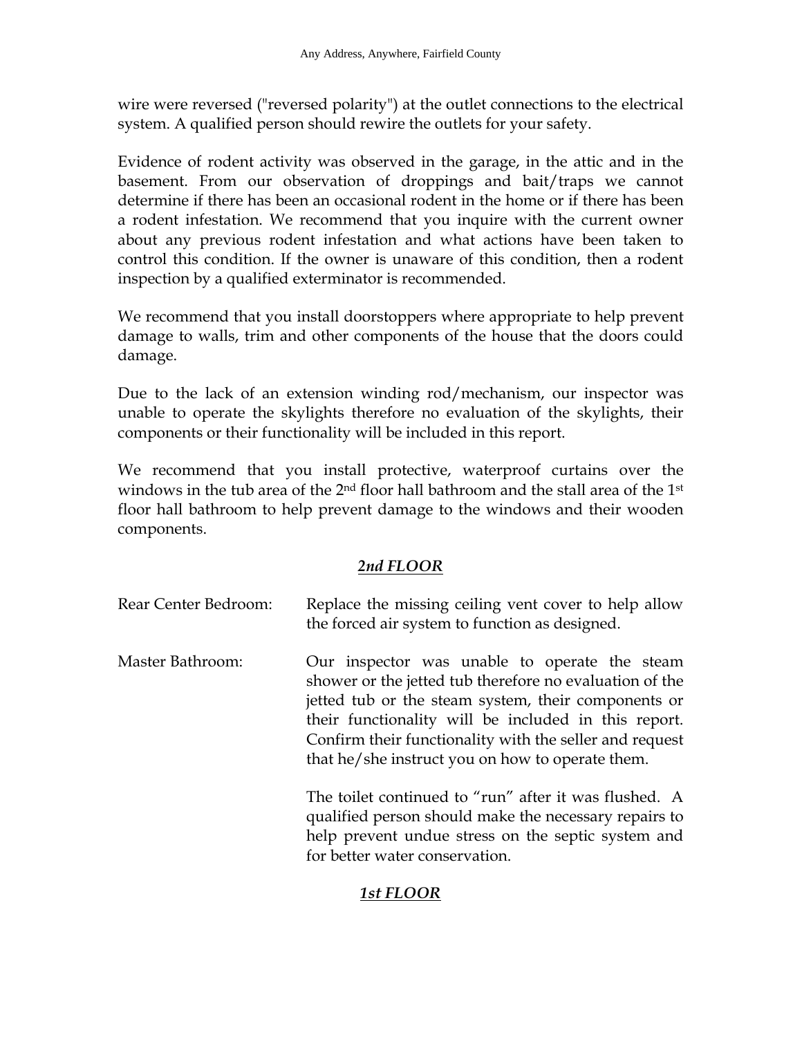wire were reversed ("reversed polarity") at the outlet connections to the electrical system. A qualified person should rewire the outlets for your safety.

Evidence of rodent activity was observed in the garage, in the attic and in the basement. From our observation of droppings and bait/traps we cannot determine if there has been an occasional rodent in the home or if there has been a rodent infestation. We recommend that you inquire with the current owner about any previous rodent infestation and what actions have been taken to control this condition. If the owner is unaware of this condition, then a rodent inspection by a qualified exterminator is recommended.

We recommend that you install doorstoppers where appropriate to help prevent damage to walls, trim and other components of the house that the doors could damage.

Due to the lack of an extension winding rod/mechanism, our inspector was unable to operate the skylights therefore no evaluation of the skylights, their components or their functionality will be included in this report.

We recommend that you install protective, waterproof curtains over the windows in the tub area of the 2nd floor hall bathroom and the stall area of the 1st floor hall bathroom to help prevent damage to the windows and their wooden components.

## *2nd FLOOR*

Rear Center Bedroom: Replace the missing ceiling vent cover to help allow the forced air system to function as designed.

Master Bathroom: Our inspector was unable to operate the steam shower or the jetted tub therefore no evaluation of the jetted tub or the steam system, their components or their functionality will be included in this report. Confirm their functionality with the seller and request that he/she instruct you on how to operate them.

The toilet continued to "run" after it was flushed. A qualified person should make the necessary repairs to help prevent undue stress on the septic system and for better water conservation.

## *1st FLOOR*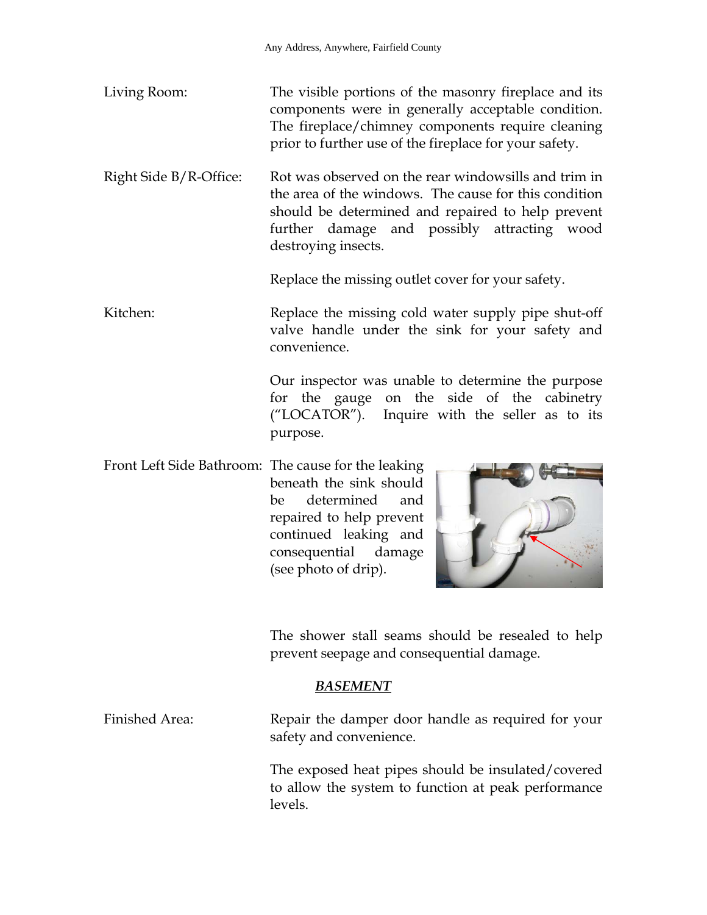**Living Room:** The visible portions of the masonry fireplace and its components were in generally acceptable condition. The fireplace/chimney components require cleaning prior to further use of the fireplace for your safety.

**Right Side B/R-Office:** Rot was observed on the rear windowsills and trim in the area of the windows. The cause for this condition should be determined and repaired to help prevent further damage and possibly attracting wood destroying insects.

Replace the missing outlet cover for your safety.

**Kitchen:** Replace the missing cold water supply pipe shut-off valve handle under the sink for your safety and convenience.

Our inspector was unable to determine the purpose for the gauge on the side of the cabinetry ("LOCATOR"). Inquire with the seller as to its purpose.

**Front Left Side Bathroom:** The cause for the leaking beneath the sink should be determined and repaired to help prevent continued leaking and consequential damage (see photo of drip).

The shower stall seams should be resealed to help prevent seepage and consequential damage.

## *BASEMENT*

**Finished Area:** Repair the damper door handle as required for your safety and convenience.

The exposed heat pipes should be insulated/covered to allow the system to function at peak performance levels.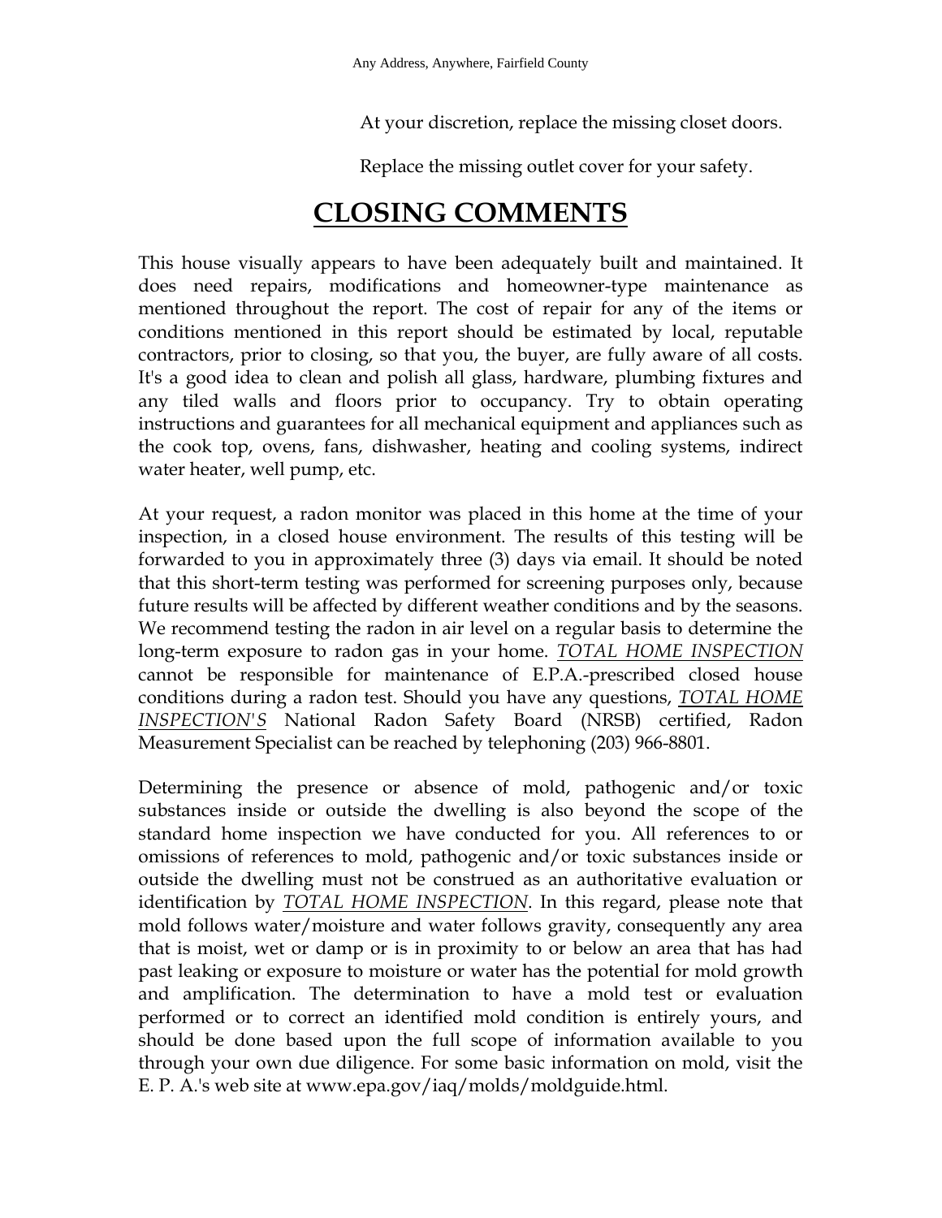At your discretion, replace the missing closet doors.

Replace the missing outlet cover for your safety.

# CLOSING COMMENTS

This house visually appears to have been adequately built and maintained. It does need repairs, modifications and homeowner-type maintenance as mentioned throughout the report. The cost of repair for any of the items or conditions mentioned in this report should be estimated by local, reputable contractors, prior to closing, so that you, the buyer, are fully aware of all costs. It's a good idea to clean and polish all glass, hardware, plumbing fixtures and any tiled walls and floors prior to occupancy. Try to obtain operating instructions and guarantees for all mechanical equipment and appliances such as the cook top, ovens, fans, dishwasher, heating and cooling systems, indirect water heater, well pump, etc.

At your request, a radon monitor was placed in this home at the time of your inspection, in a closed house environment. The results of this testing will be forwarded to you in approximately three (3) days via email. It should be noted that this short-term testing was performed for screening purposes only, because future results will be affected by different weather conditions and by the seasons. We recommend testing the radon in air level on a regular basis to determine the long-term exposure to radon gas in your home. _TOTAL HOME INSPECTION_ cannot be responsible for maintenance of E.P.A.-prescribed closed house conditions during a radon test. Should you have any questions, _TOTAL HOME INSPECTION'S_ National Radon Safety Board (NRSB) certified, Radon Measurement Specialist can be reached by telephoning (203) 966-8801.

Determining the presence or absence of mold, pathogenic and/or toxic substances inside or outside the dwelling is also beyond the scope of the standard home inspection we have conducted for you. All references to or omissions of references to mold, pathogenic and/or toxic substances inside or outside the dwelling must not be construed as an authoritative evaluation or identification by _TOTAL HOME INSPECTION_. In this regard, please note that mold follows water/moisture and water follows gravity, consequently any area that is moist, wet or damp or is in proximity to or below an area that has had past leaking or exposure to moisture or water has the potential for mold growth and amplification. The determination to have a mold test or evaluation performed or to correct an identified mold condition is entirely yours, and should be done based upon the full scope of information available to you through your own due diligence. For some basic information on mold, visit the E. P. A.'s web site at www.epa.gov/iaq/molds/moldguide.html.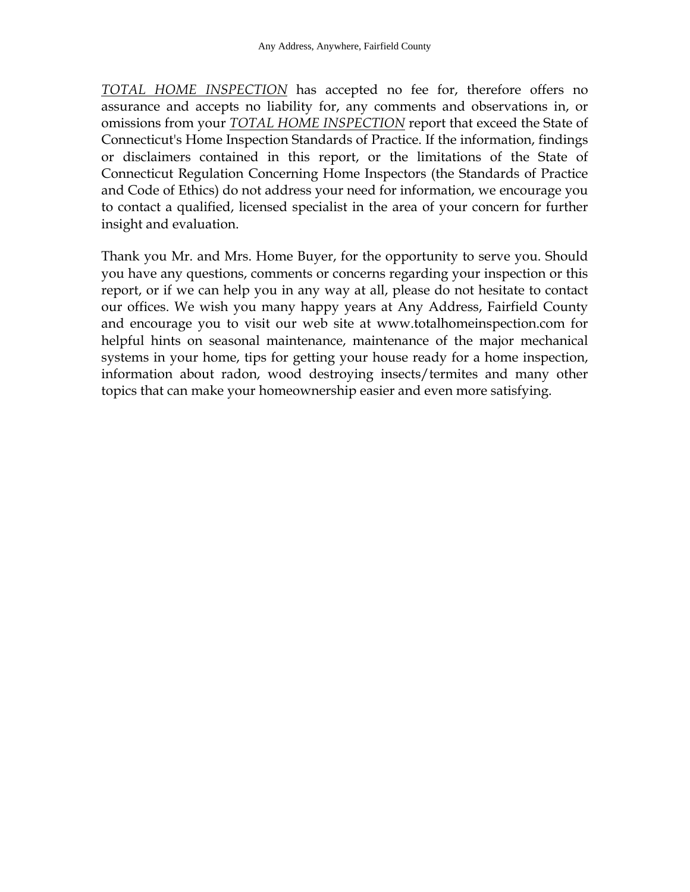*TOTAL HOME INSPECTION* has accepted no fee for, therefore offers no assurance and accepts no liability for, any comments and observations in, or omissions from your *TOTAL HOME INSPECTION* report that exceed the State of Connecticut's Home Inspection Standards of Practice. If the information, findings or disclaimers contained in this report, or the limitations of the State of Connecticut Regulation Concerning Home Inspectors (the Standards of Practice and Code of Ethics) do not address your need for information, we encourage you to contact a qualified, licensed specialist in the area of your concern for further insight and evaluation.

Thank you Mr. and Mrs. Home Buyer, for the opportunity to serve you. Should you have any questions, comments or concerns regarding your inspection or this report, or if we can help you in any way at all, please do not hesitate to contact our offices. We wish you many happy years at Any Address, Fairfield County and encourage you to visit our web site at www.totalhomeinspection.com for helpful hints on seasonal maintenance, maintenance of the major mechanical systems in your home, tips for getting your house ready for a home inspection, information about radon, wood destroying insects/termites and many other topics that can make your homeownership easier and even more satisfying.